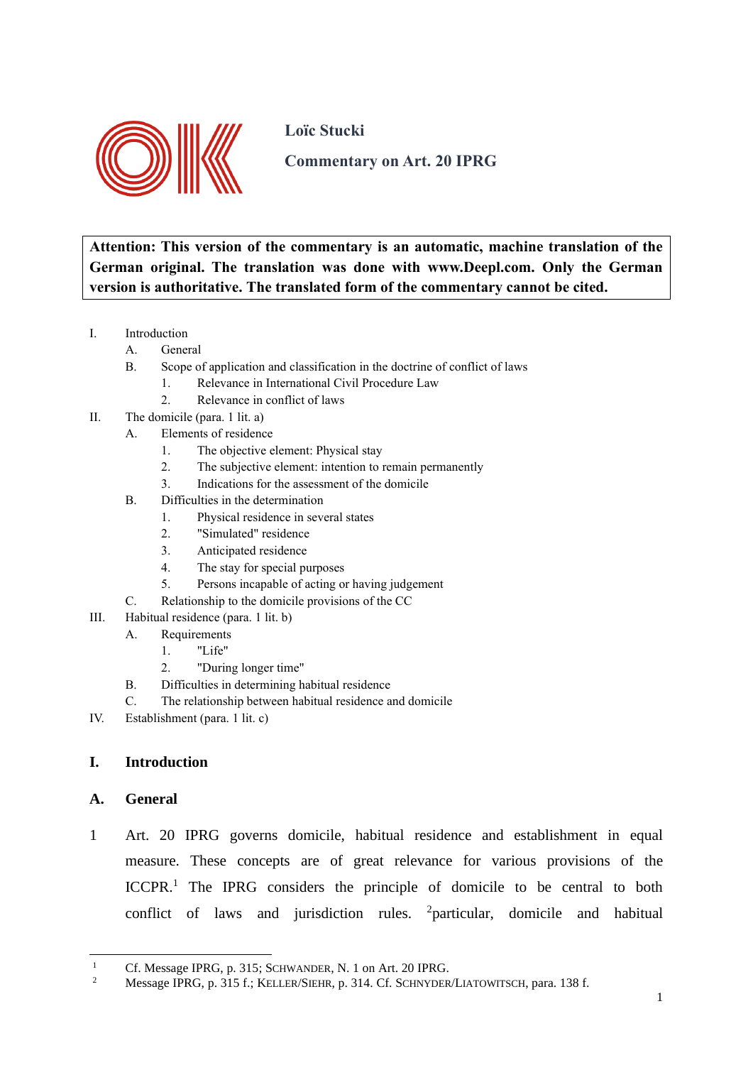**Loïc Stucki**

**Commentary on Art. 20 IPRG**

**Attention: This version of the commentary is an automatic, machine translation of the German original. The translation was done with www.Deepl.com. Only the German version is authoritative. The translated form of the commentary cannot be cited.**

- I. Introduction
  - A. General
  - B. Scope of application and classification in the doctrine of conflict of laws
    - 1. Relevance in International Civil Procedure Law
    - 2. Relevance in conflict of laws
- II. The domicile (para. 1 lit. a)
  - A. Elements of residence
    - 1. The objective element: Physical stay
    - 2. The subjective element: intention to remain permanently
    - 3. Indications for the assessment of the domicile
  - B. Difficulties in the determination
    - 1. Physical residence in several states
    - 2. "Simulated" residence
    - 3. Anticipated residence
    - 4. The stay for special purposes
    - 5. Persons incapable of acting or having judgement
  - C. Relationship to the domicile provisions of the CC
- III. Habitual residence (para. 1 lit. b)
  - A. Requirements
    - 1. "Life"
    - 2. "During longer time"
  - B. Difficulties in determining habitual residence
  - C. The relationship between habitual residence and domicile
- IV. Establishment (para. 1 lit. c)

## I. Introduction

### A. General

1 Art. 20 IPRG governs domicile, habitual residence and establishment in equal measure. These concepts are of great relevance for various provisions of the ICCPR.[1] The IPRG considers the principle of domicile to be central to both conflict of laws and jurisdiction rules. [2]particular, domicile and habitual

---

[1] Cf. Message IPRG, p. 315; SCHWANDER, N. 1 on Art. 20 IPRG.

[2] Message IPRG, p. 315 f.; KELLER/SIEHR, p. 314. Cf. SCHNYDER/LIATOWITSCH, para. 138 f.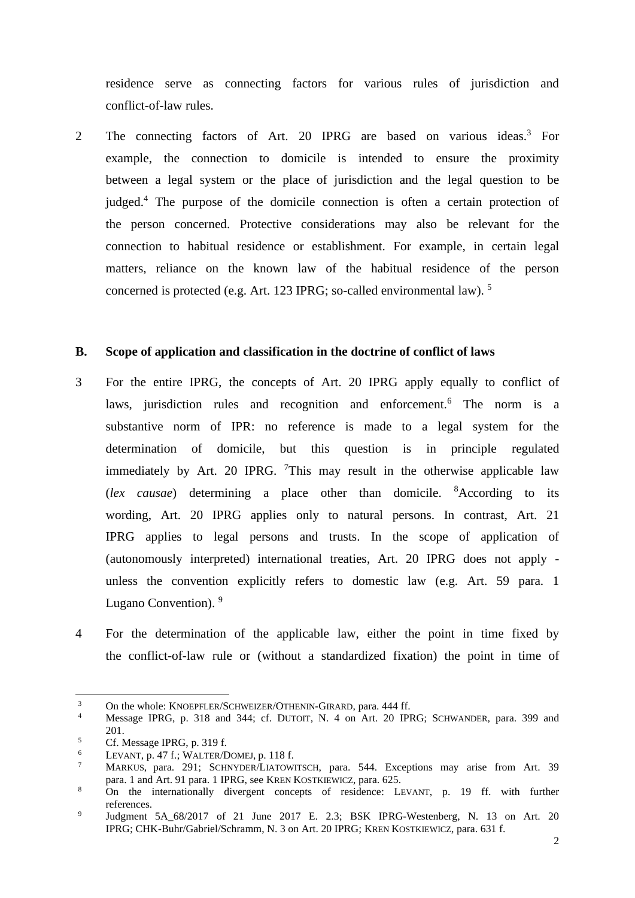residence serve as connecting factors for various rules of jurisdiction and conflict-of-law rules.

2 The connecting factors of Art. 20 IPRG are based on various ideas.[3] For example, the connection to domicile is intended to ensure the proximity between a legal system or the place of jurisdiction and the legal question to be judged.[4] The purpose of the domicile connection is often a certain protection of the person concerned. Protective considerations may also be relevant for the connection to habitual residence or establishment. For example, in certain legal matters, reliance on the known law of the habitual residence of the person concerned is protected (e.g. Art. 123 IPRG; so-called environmental law). [5]

## B. Scope of application and classification in the doctrine of conflict of laws

3 For the entire IPRG, the concepts of Art. 20 IPRG apply equally to conflict of laws, jurisdiction rules and recognition and enforcement.[6] The norm is a substantive norm of IPR: no reference is made to a legal system for the determination of domicile, but this question is in principle regulated immediately by Art. 20 IPRG. [7]This may result in the otherwise applicable law (*lex causae*) determining a place other than domicile. [8]According to its wording, Art. 20 IPRG applies only to natural persons. In contrast, Art. 21 IPRG applies to legal persons and trusts. In the scope of application of (autonomously interpreted) international treaties, Art. 20 IPRG does not apply - unless the convention explicitly refers to domestic law (e.g. Art. 59 para. 1 Lugano Convention). [9]

4 For the determination of the applicable law, either the point in time fixed by the conflict-of-law rule or (without a standardized fixation) the point in time of

---

[3] On the whole: KNOEPFLER/SCHWEIZER/OTHENIN-GIRARD, para. 444 ff.

[4] Message IPRG, p. 318 and 344; cf. DUTOIT, N. 4 on Art. 20 IPRG; SCHWANDER, para. 399 and 201.

[5] Cf. Message IPRG, p. 319 f.

[6] LEVANT, p. 47 f.; WALTER/DOMEJ, p. 118 f.

[7] MARKUS, para. 291; SCHNYDER/LIATOWITSCH, para. 544. Exceptions may arise from Art. 39 para. 1 and Art. 91 para. 1 IPRG, see KREN KOSTKIEWICZ, para. 625.

[8] On the internationally divergent concepts of residence: LEVANT, p. 19 ff. with further references.

[9] Judgment 5A_68/2017 of 21 June 2017 E. 2.3; BSK IPRG-Westenberg, N. 13 on Art. 20 IPRG; CHK-Buhr/Gabriel/Schramm, N. 3 on Art. 20 IPRG; KREN KOSTKIEWICZ, para. 631 f.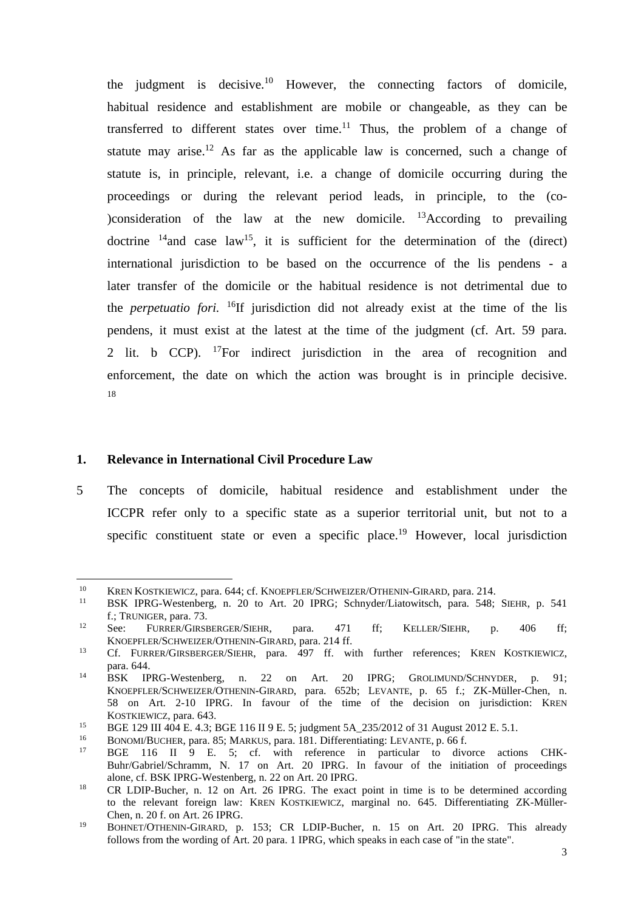the judgment is decisive.[10] However, the connecting factors of domicile, habitual residence and establishment are mobile or changeable, as they can be transferred to different states over time.[11] Thus, the problem of a change of statute may arise.[12] As far as the applicable law is concerned, such a change of statute is, in principle, relevant, i.e. a change of domicile occurring during the proceedings or during the relevant period leads, in principle, to the (co-)consideration of the law at the new domicile. [13]According to prevailing doctrine [14]and case law[15], it is sufficient for the determination of the (direct) international jurisdiction to be based on the occurrence of the lis pendens - a later transfer of the domicile or the habitual residence is not detrimental due to the *perpetuatio fori.* [16]If jurisdiction did not already exist at the time of the lis pendens, it must exist at the latest at the time of the judgment (cf. Art. 59 para. 2 lit. b CCP). [17]For indirect jurisdiction in the area of recognition and enforcement, the date on which the action was brought is in principle decisive. [18]

## 1. Relevance in International Civil Procedure Law

5 The concepts of domicile, habitual residence and establishment under the ICCPR refer only to a specific state as a superior territorial unit, but not to a specific constituent state or even a specific place.[19] However, local jurisdiction

---

[10] KREN KOSTKIEWICZ, para. 644; cf. KNOEPFLER/SCHWEIZER/OTHENIN-GIRARD, para. 214.

[11] BSK IPRG-Westenberg, n. 20 to Art. 20 IPRG; Schnyder/Liatowitsch, para. 548; SIEHR, p. 541 f.; TRUNIGER, para. 73.

[12] See: FURRER/GIRSBERGER/SIEHR, para. 471 ff; KELLER/SIEHR, p. 406 ff; KNOEPFLER/SCHWEIZER/OTHENIN-GIRARD, para. 214 ff.

[13] Cf. FURRER/GIRSBERGER/SIEHR, para. 497 ff. with further references; KREN KOSTKIEWICZ, para. 644.

[14] BSK IPRG-Westenberg, n. 22 on Art. 20 IPRG; GROLIMUND/SCHNYDER, p. 91; KNOEPFLER/SCHWEIZER/OTHENIN-GIRARD, para. 652b; LEVANTE, p. 65 f.; ZK-Müller-Chen, n. 58 on Art. 2-10 IPRG. In favour of the time of the decision on jurisdiction: KREN KOSTKIEWICZ, para. 643.

[15] BGE 129 III 404 E. 4.3; BGE 116 II 9 E. 5; judgment 5A_235/2012 of 31 August 2012 E. 5.1.

[16] BONOMI/BUCHER, para. 85; MARKUS, para. 181. Differentiating: LEVANTE, p. 66 f.

[17] BGE 116 II 9 E. 5; cf. with reference in particular to divorce actions CHK-Buhr/Gabriel/Schramm, N. 17 on Art. 20 IPRG. In favour of the initiation of proceedings alone, cf. BSK IPRG-Westenberg, n. 22 on Art. 20 IPRG.

[18] CR LDIP-Bucher, n. 12 on Art. 26 IPRG. The exact point in time is to be determined according to the relevant foreign law: KREN KOSTKIEWICZ, marginal no. 645. Differentiating ZK-Müller-Chen, n. 20 f. on Art. 26 IPRG.

[19] BOHNET/OTHENIN-GIRARD, p. 153; CR LDIP-Bucher, n. 15 on Art. 20 IPRG. This already follows from the wording of Art. 20 para. 1 IPRG, which speaks in each case of "in the state".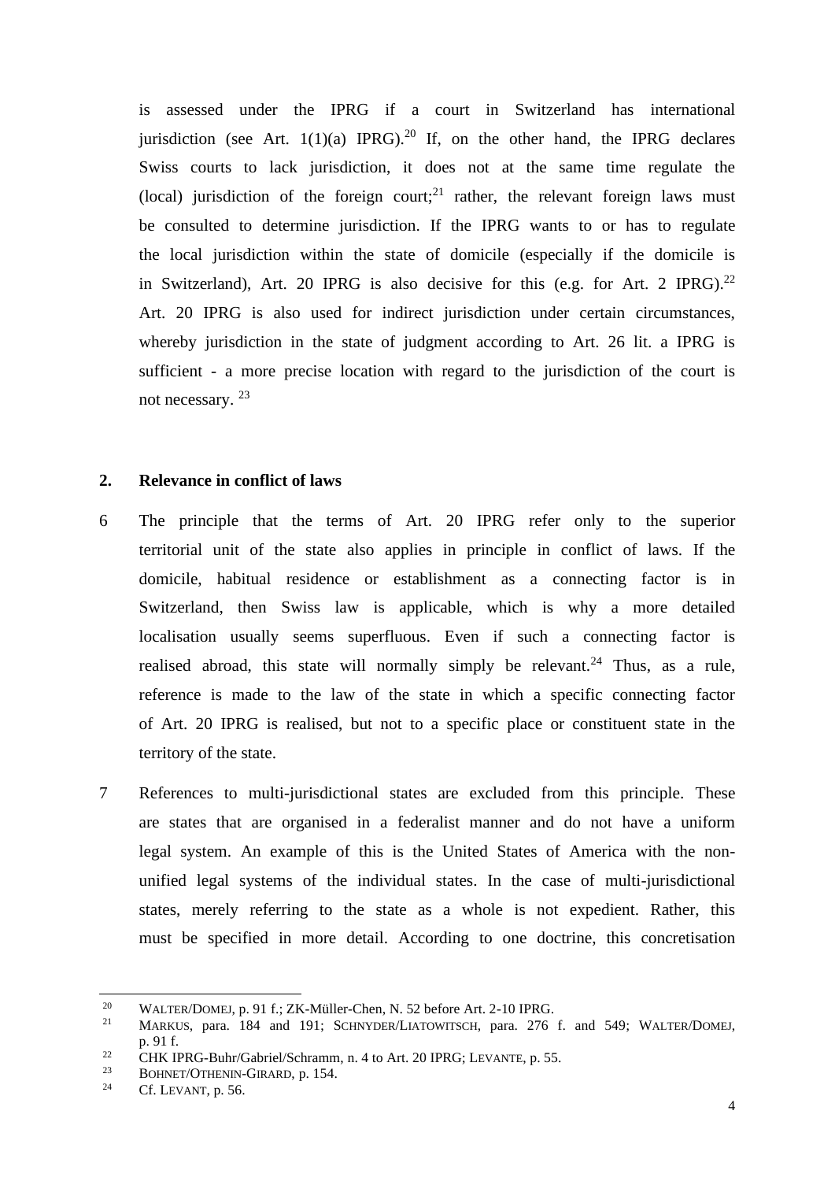is assessed under the IPRG if a court in Switzerland has international jurisdiction (see Art. 1(1)(a) IPRG).[20] If, on the other hand, the IPRG declares Swiss courts to lack jurisdiction, it does not at the same time regulate the (local) jurisdiction of the foreign court;[21] rather, the relevant foreign laws must be consulted to determine jurisdiction. If the IPRG wants to or has to regulate the local jurisdiction within the state of domicile (especially if the domicile is in Switzerland), Art. 20 IPRG is also decisive for this (e.g. for Art. 2 IPRG).[22] Art. 20 IPRG is also used for indirect jurisdiction under certain circumstances, whereby jurisdiction in the state of judgment according to Art. 26 lit. a IPRG is sufficient - a more precise location with regard to the jurisdiction of the court is not necessary. [23]

## 2. Relevance in conflict of laws

6 The principle that the terms of Art. 20 IPRG refer only to the superior territorial unit of the state also applies in principle in conflict of laws. If the domicile, habitual residence or establishment as a connecting factor is in Switzerland, then Swiss law is applicable, which is why a more detailed localisation usually seems superfluous. Even if such a connecting factor is realised abroad, this state will normally simply be relevant.[24] Thus, as a rule, reference is made to the law of the state in which a specific connecting factor of Art. 20 IPRG is realised, but not to a specific place or constituent state in the territory of the state.

7 References to multi-jurisdictional states are excluded from this principle. These are states that are organised in a federalist manner and do not have a uniform legal system. An example of this is the United States of America with the non-unified legal systems of the individual states. In the case of multi-jurisdictional states, merely referring to the state as a whole is not expedient. Rather, this must be specified in more detail. According to one doctrine, this concretisation

---

[20] WALTER/DOMEJ, p. 91 f.; ZK-Müller-Chen, N. 52 before Art. 2-10 IPRG.

[21] MARKUS, para. 184 and 191; SCHNYDER/LIATOWITSCH, para. 276 f. and 549; WALTER/DOMEJ, p. 91 f.

[22] CHK IPRG-Buhr/Gabriel/Schramm, n. 4 to Art. 20 IPRG; LEVANTE, p. 55.

[23] BOHNET/OTHENIN-GIRARD, p. 154.

[24] Cf. LEVANT, p. 56.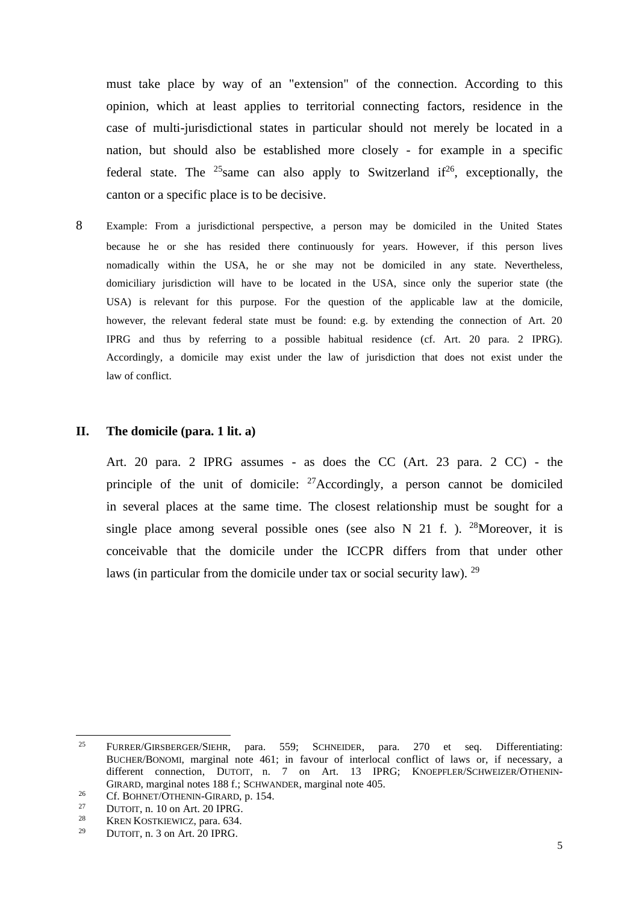must take place by way of an "extension" of the connection. According to this opinion, which at least applies to territorial connecting factors, residence in the case of multi-jurisdictional states in particular should not merely be located in a nation, but should also be established more closely - for example in a specific federal state. The [25]same can also apply to Switzerland if[26], exceptionally, the canton or a specific place is to be decisive.

8 Example: From a jurisdictional perspective, a person may be domiciled in the United States because he or she has resided there continuously for years. However, if this person lives nomadically within the USA, he or she may not be domiciled in any state. Nevertheless, domiciliary jurisdiction will have to be located in the USA, since only the superior state (the USA) is relevant for this purpose. For the question of the applicable law at the domicile, however, the relevant federal state must be found: e.g. by extending the connection of Art. 20 IPRG and thus by referring to a possible habitual residence (cf. Art. 20 para. 2 IPRG). Accordingly, a domicile may exist under the law of jurisdiction that does not exist under the law of conflict.

## II. The domicile (para. 1 lit. a)

Art. 20 para. 2 IPRG assumes - as does the CC (Art. 23 para. 2 CC) - the principle of the unit of domicile: [27]Accordingly, a person cannot be domiciled in several places at the same time. The closest relationship must be sought for a single place among several possible ones (see also N 21 f. ). [28]Moreover, it is conceivable that the domicile under the ICCPR differs from that under other laws (in particular from the domicile under tax or social security law). [29]

---

[25] FURRER/GIRSBERGER/SIEHR, para. 559; SCHNEIDER, para. 270 et seq. Differentiating: BUCHER/BONOMI, marginal note 461; in favour of interlocal conflict of laws or, if necessary, a different connection, DUTOIT, n. 7 on Art. 13 IPRG; KNOEPFLER/SCHWEIZER/OTHENIN-GIRARD, marginal notes 188 f.; SCHWANDER, marginal note 405.

[26] Cf. BOHNET/OTHENIN-GIRARD, p. 154.

[27] DUTOIT, n. 10 on Art. 20 IPRG.

[28] KREN KOSTKIEWICZ, para. 634.

[29] DUTOIT, n. 3 on Art. 20 IPRG.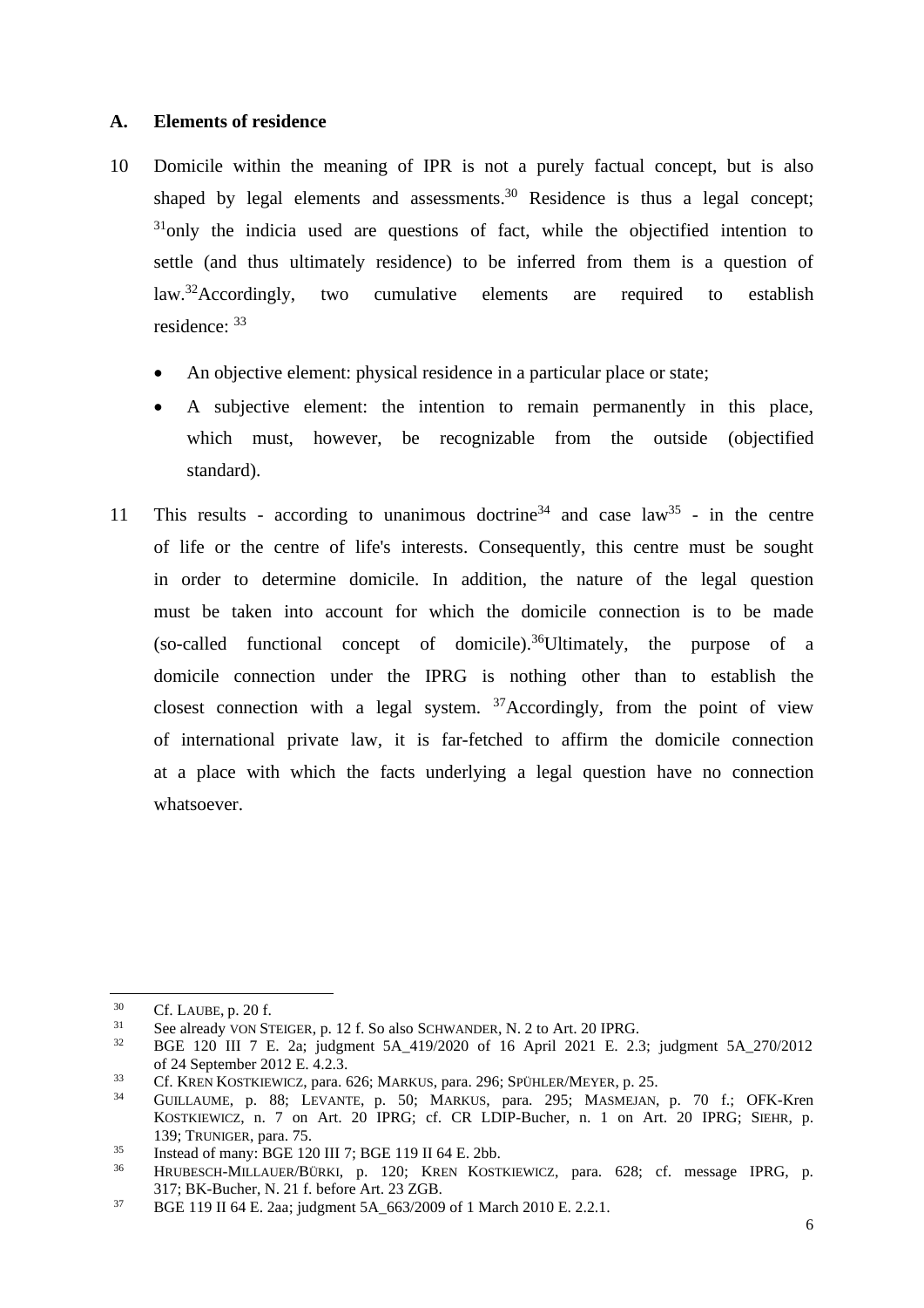### A. Elements of residence

10 Domicile within the meaning of IPR is not a purely factual concept, but is also shaped by legal elements and assessments.[30] Residence is thus a legal concept; [31]only the indicia used are questions of fact, while the objectified intention to settle (and thus ultimately residence) to be inferred from them is a question of law.[32]Accordingly, two cumulative elements are required to establish residence: [33]

- An objective element: physical residence in a particular place or state;
- A subjective element: the intention to remain permanently in this place, which must, however, be recognizable from the outside (objectified standard).

11 This results - according to unanimous doctrine[34] and case law[35] - in the centre of life or the centre of life's interests. Consequently, this centre must be sought in order to determine domicile. In addition, the nature of the legal question must be taken into account for which the domicile connection is to be made (so-called functional concept of domicile).[36]Ultimately, the purpose of a domicile connection under the IPRG is nothing other than to establish the closest connection with a legal system. [37]Accordingly, from the point of view of international private law, it is far-fetched to affirm the domicile connection at a place with which the facts underlying a legal question have no connection whatsoever.

---

[30] Cf. LAUBE, p. 20 f.

[31] See already VON STEIGER, p. 12 f. So also SCHWANDER, N. 2 to Art. 20 IPRG.

[32] BGE 120 III 7 E. 2a; judgment 5A_419/2020 of 16 April 2021 E. 2.3; judgment 5A_270/2012 of 24 September 2012 E. 4.2.3.

[33] Cf. KREN KOSTKIEWICZ, para. 626; MARKUS, para. 296; SPÜHLER/MEYER, p. 25.

[34] GUILLAUME, p. 88; LEVANTE, p. 50; MARKUS, para. 295; MASMEJAN, p. 70 f.; OFK-Kren KOSTKIEWICZ, n. 7 on Art. 20 IPRG; cf. CR LDIP-Bucher, n. 1 on Art. 20 IPRG; SIEHR, p. 139; TRUNIGER, para. 75.

[35] Instead of many: BGE 120 III 7; BGE 119 II 64 E. 2bb.

[36] HRUBESCH-MILLAUER/BÜRKI, p. 120; KREN KOSTKIEWICZ, para. 628; cf. message IPRG, p. 317; BK-Bucher, N. 21 f. before Art. 23 ZGB.

[37] BGE 119 II 64 E. 2aa; judgment 5A_663/2009 of 1 March 2010 E. 2.2.1.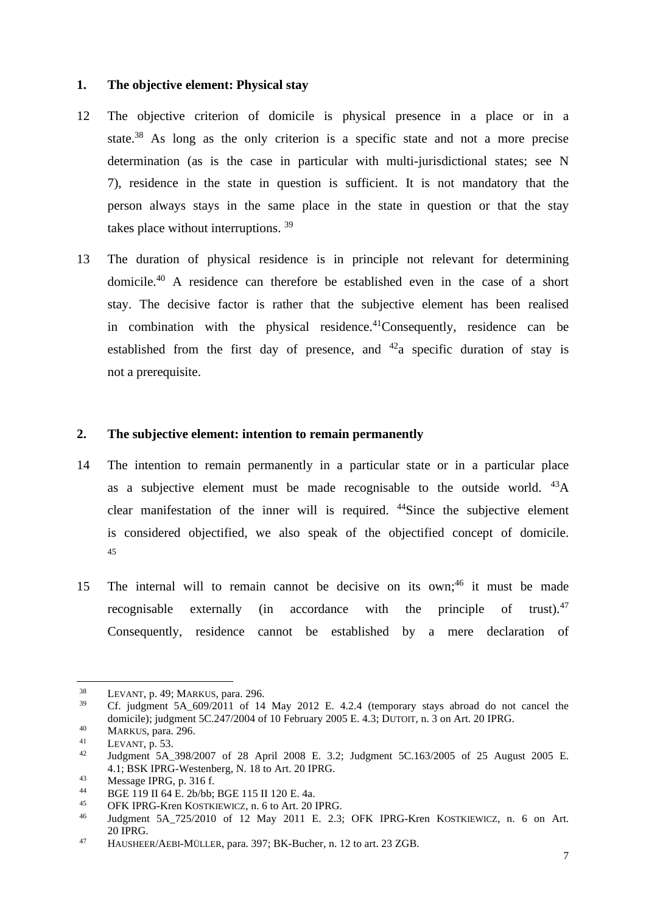## 1. The objective element: Physical stay

12 The objective criterion of domicile is physical presence in a place or in a state.[38] As long as the only criterion is a specific state and not a more precise determination (as is the case in particular with multi-jurisdictional states; see N 7), residence in the state in question is sufficient. It is not mandatory that the person always stays in the same place in the state in question or that the stay takes place without interruptions. [39]

13 The duration of physical residence is in principle not relevant for determining domicile.[40] A residence can therefore be established even in the case of a short stay. The decisive factor is rather that the subjective element has been realised in combination with the physical residence.[41]Consequently, residence can be established from the first day of presence, and [42]a specific duration of stay is not a prerequisite.

## 2. The subjective element: intention to remain permanently

14 The intention to remain permanently in a particular state or in a particular place as a subjective element must be made recognisable to the outside world. [43]A clear manifestation of the inner will is required. [44]Since the subjective element is considered objectified, we also speak of the objectified concept of domicile. [45]

15 The internal will to remain cannot be decisive on its own;[46] it must be made recognisable externally (in accordance with the principle of trust).[47] Consequently, residence cannot be established by a mere declaration of

---

[38] LEVANT, p. 49; MARKUS, para. 296.

[39] Cf. judgment 5A_609/2011 of 14 May 2012 E. 4.2.4 (temporary stays abroad do not cancel the domicile); judgment 5C.247/2004 of 10 February 2005 E. 4.3; DUTOIT, n. 3 on Art. 20 IPRG.

[40] MARKUS, para. 296.

[41] LEVANT, p. 53.

[42] Judgment 5A_398/2007 of 28 April 2008 E. 3.2; Judgment 5C.163/2005 of 25 August 2005 E. 4.1; BSK IPRG-Westenberg, N. 18 to Art. 20 IPRG.

[43] Message IPRG, p. 316 f.

[44] BGE 119 II 64 E. 2b/bb; BGE 115 II 120 E. 4a.

[45] OFK IPRG-Kren KOSTKIEWICZ, n. 6 to Art. 20 IPRG.

[46] Judgment 5A_725/2010 of 12 May 2011 E. 2.3; OFK IPRG-Kren KOSTKIEWICZ, n. 6 on Art. 20 IPRG.

[47] HAUSHEER/AEBI-MÜLLER, para. 397; BK-Bucher, n. 12 to art. 23 ZGB.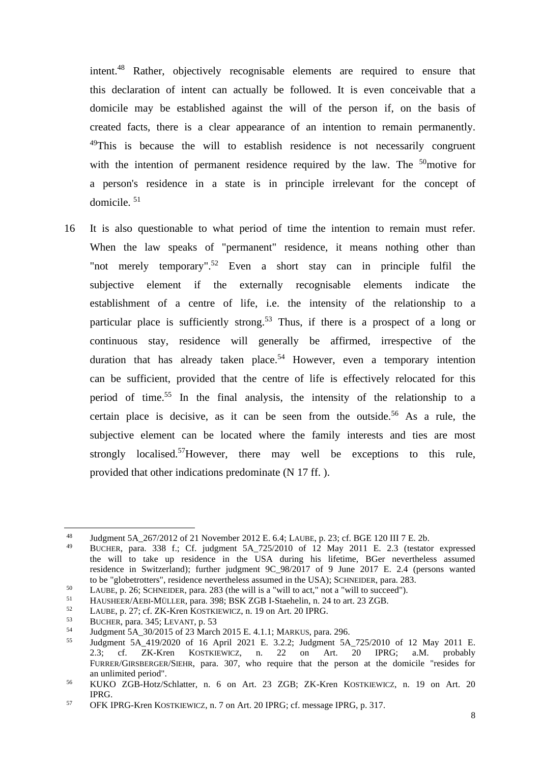intent.[48] Rather, objectively recognisable elements are required to ensure that this declaration of intent can actually be followed. It is even conceivable that a domicile may be established against the will of the person if, on the basis of created facts, there is a clear appearance of an intention to remain permanently. [49]This is because the will to establish residence is not necessarily congruent with the intention of permanent residence required by the law. The [50]motive for a person's residence in a state is in principle irrelevant for the concept of domicile. [51]

16 It is also questionable to what period of time the intention to remain must refer. When the law speaks of "permanent" residence, it means nothing other than "not merely temporary".[52] Even a short stay can in principle fulfil the subjective element if the externally recognisable elements indicate the establishment of a centre of life, i.e. the intensity of the relationship to a particular place is sufficiently strong.[53] Thus, if there is a prospect of a long or continuous stay, residence will generally be affirmed, irrespective of the duration that has already taken place.[54] However, even a temporary intention can be sufficient, provided that the centre of life is effectively relocated for this period of time.[55] In the final analysis, the intensity of the relationship to a certain place is decisive, as it can be seen from the outside.[56] As a rule, the subjective element can be located where the family interests and ties are most strongly localised.[57]However, there may well be exceptions to this rule, provided that other indications predominate (N 17 ff. ).

---

[48] Judgment 5A_267/2012 of 21 November 2012 E. 6.4; LAUBE, p. 23; cf. BGE 120 III 7 E. 2b.

[49] BUCHER, para. 338 f.; Cf. judgment 5A_725/2010 of 12 May 2011 E. 2.3 (testator expressed the will to take up residence in the USA during his lifetime, BGer nevertheless assumed residence in Switzerland); further judgment 9C_98/2017 of 9 June 2017 E. 2.4 (persons wanted to be "globetrotters", residence nevertheless assumed in the USA); SCHNEIDER, para. 283.

[50] LAUBE, p. 26; SCHNEIDER, para. 283 (the will is a "will to act," not a "will to succeed").

[51] HAUSHEER/AEBI-MÜLLER, para. 398; BSK ZGB I-Staehelin, n. 24 to art. 23 ZGB.

[52] LAUBE, p. 27; cf. ZK-Kren KOSTKIEWICZ, n. 19 on Art. 20 IPRG.

[53] BUCHER, para. 345; LEVANT, p. 53

[54] Judgment 5A_30/2015 of 23 March 2015 E. 4.1.1; MARKUS, para. 296.

[55] Judgment 5A_419/2020 of 16 April 2021 E. 3.2.2; Judgment 5A_725/2010 of 12 May 2011 E. 2.3; cf. ZK-Kren KOSTKIEWICZ, n. 22 on Art. 20 IPRG; a.M. probably FURRER/GIRSBERGER/SIEHR, para. 307, who require that the person at the domicile "resides for an unlimited period".

[56] KUKO ZGB-Hotz/Schlatter, n. 6 on Art. 23 ZGB; ZK-Kren KOSTKIEWICZ, n. 19 on Art. 20 IPRG.

[57] OFK IPRG-Kren KOSTKIEWICZ, n. 7 on Art. 20 IPRG; cf. message IPRG, p. 317.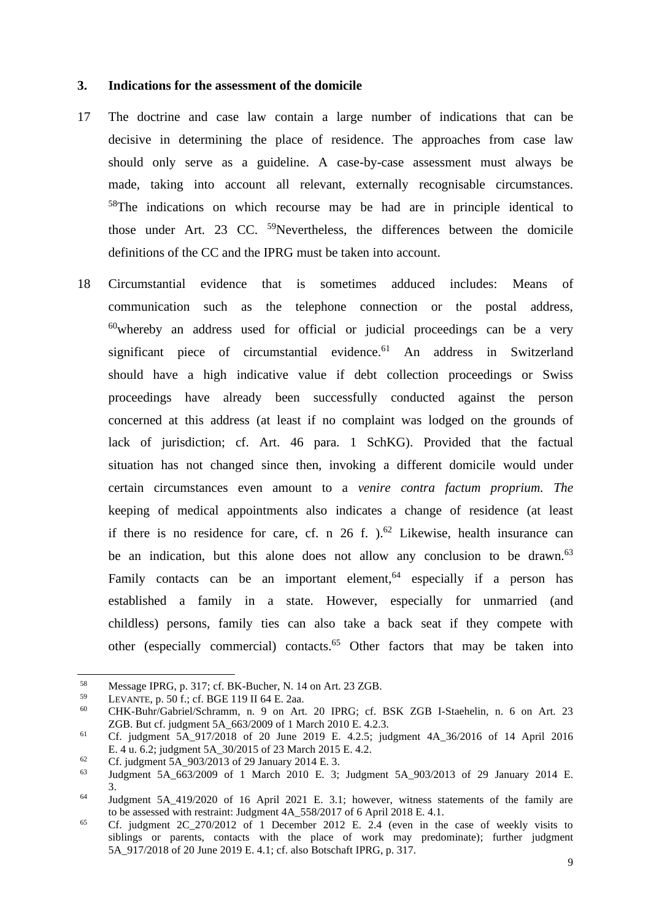### 3. Indications for the assessment of the domicile

17 The doctrine and case law contain a large number of indications that can be decisive in determining the place of residence. The approaches from case law should only serve as a guideline. A case-by-case assessment must always be made, taking into account all relevant, externally recognisable circumstances. [58]The indications on which recourse may be had are in principle identical to those under Art. 23 CC. [59]Nevertheless, the differences between the domicile definitions of the CC and the IPRG must be taken into account.

18 Circumstantial evidence that is sometimes adduced includes: Means of communication such as the telephone connection or the postal address, [60]whereby an address used for official or judicial proceedings can be a very significant piece of circumstantial evidence.[61] An address in Switzerland should have a high indicative value if debt collection proceedings or Swiss proceedings have already been successfully conducted against the person concerned at this address (at least if no complaint was lodged on the grounds of lack of jurisdiction; cf. Art. 46 para. 1 SchKG). Provided that the factual situation has not changed since then, invoking a different domicile would under certain circumstances even amount to a *venire contra factum proprium. The* keeping of medical appointments also indicates a change of residence (at least if there is no residence for care, cf. n 26 f. ).[62] Likewise, health insurance can be an indication, but this alone does not allow any conclusion to be drawn.[63] Family contacts can be an important element,[64] especially if a person has established a family in a state. However, especially for unmarried (and childless) persons, family ties can also take a back seat if they compete with other (especially commercial) contacts.[65] Other factors that may be taken into

---

[58] Message IPRG, p. 317; cf. BK-Bucher, N. 14 on Art. 23 ZGB.

[59] LEVANTE, p. 50 f.; cf. BGE 119 II 64 E. 2aa.

[60] CHK-Buhr/Gabriel/Schramm, n. 9 on Art. 20 IPRG; cf. BSK ZGB I-Staehelin, n. 6 on Art. 23 ZGB. But cf. judgment 5A_663/2009 of 1 March 2010 E. 4.2.3.

[61] Cf. judgment 5A_917/2018 of 20 June 2019 E. 4.2.5; judgment 4A_36/2016 of 14 April 2016 E. 4 u. 6.2; judgment 5A_30/2015 of 23 March 2015 E. 4.2.

[62] Cf. judgment 5A_903/2013 of 29 January 2014 E. 3.

[63] Judgment 5A_663/2009 of 1 March 2010 E. 3; Judgment 5A_903/2013 of 29 January 2014 E. 3.

[64] Judgment 5A_419/2020 of 16 April 2021 E. 3.1; however, witness statements of the family are to be assessed with restraint: Judgment 4A_558/2017 of 6 April 2018 E. 4.1.

[65] Cf. judgment 2C_270/2012 of 1 December 2012 E. 2.4 (even in the case of weekly visits to siblings or parents, contacts with the place of work may predominate); further judgment 5A_917/2018 of 20 June 2019 E. 4.1; cf. also Botschaft IPRG, p. 317.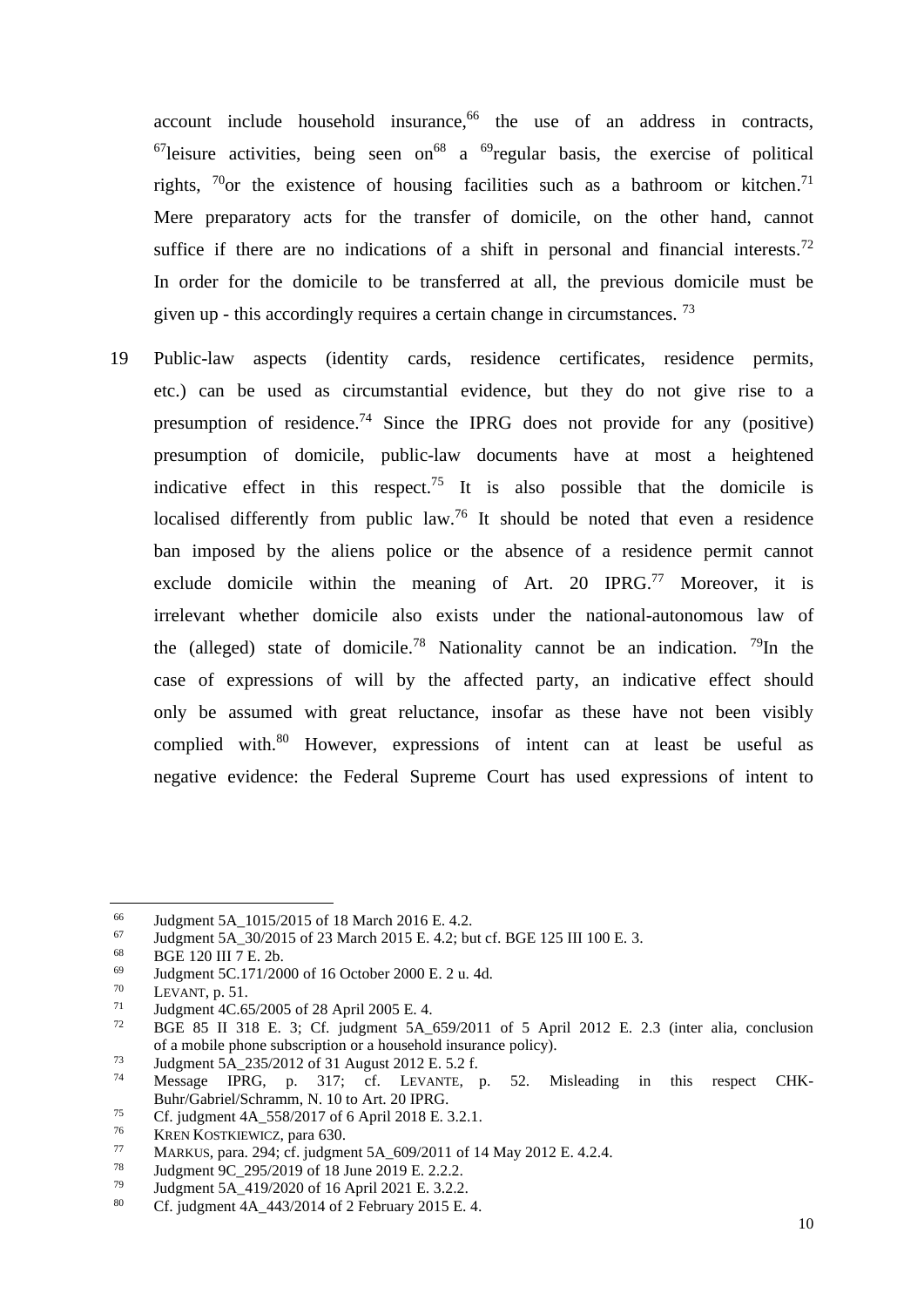account include household insurance,[66] the use of an address in contracts, [67]leisure activities, being seen on[68] a [69]regular basis, the exercise of political rights, [70]or the existence of housing facilities such as a bathroom or kitchen.[71] Mere preparatory acts for the transfer of domicile, on the other hand, cannot suffice if there are no indications of a shift in personal and financial interests.[72] In order for the domicile to be transferred at all, the previous domicile must be given up - this accordingly requires a certain change in circumstances. [73]

19 Public-law aspects (identity cards, residence certificates, residence permits, etc.) can be used as circumstantial evidence, but they do not give rise to a presumption of residence.[74] Since the IPRG does not provide for any (positive) presumption of domicile, public-law documents have at most a heightened indicative effect in this respect.[75] It is also possible that the domicile is localised differently from public law.[76] It should be noted that even a residence ban imposed by the aliens police or the absence of a residence permit cannot exclude domicile within the meaning of Art. 20 IPRG.[77] Moreover, it is irrelevant whether domicile also exists under the national-autonomous law of the (alleged) state of domicile.[78] Nationality cannot be an indication. [79]In the case of expressions of will by the affected party, an indicative effect should only be assumed with great reluctance, insofar as these have not been visibly complied with.[80] However, expressions of intent can at least be useful as negative evidence: the Federal Supreme Court has used expressions of intent to

---

[66] Judgment 5A_1015/2015 of 18 March 2016 E. 4.2.
[67] Judgment 5A_30/2015 of 23 March 2015 E. 4.2; but cf. BGE 125 III 100 E. 3.
[68] BGE 120 III 7 E. 2b.
[69] Judgment 5C.171/2000 of 16 October 2000 E. 2 u. 4d.
[70] LEVANT, p. 51.
[71] Judgment 4C.65/2005 of 28 April 2005 E. 4.
[72] BGE 85 II 318 E. 3; Cf. judgment 5A_659/2011 of 5 April 2012 E. 2.3 (inter alia, conclusion of a mobile phone subscription or a household insurance policy).
[73] Judgment 5A_235/2012 of 31 August 2012 E. 5.2 f.
[74] Message IPRG, p. 317; cf. LEVANTE, p. 52. Misleading in this respect CHK-Buhr/Gabriel/Schramm, N. 10 to Art. 20 IPRG.
[75] Cf. judgment 4A_558/2017 of 6 April 2018 E. 3.2.1.
[76] KREN KOSTKIEWICZ, para 630.
[77] MARKUS, para. 294; cf. judgment 5A_609/2011 of 14 May 2012 E. 4.2.4.
[78] Judgment 9C_295/2019 of 18 June 2019 E. 2.2.2.
[79] Judgment 5A_419/2020 of 16 April 2021 E. 3.2.2.
[80] Cf. judgment 4A_443/2014 of 2 February 2015 E. 4.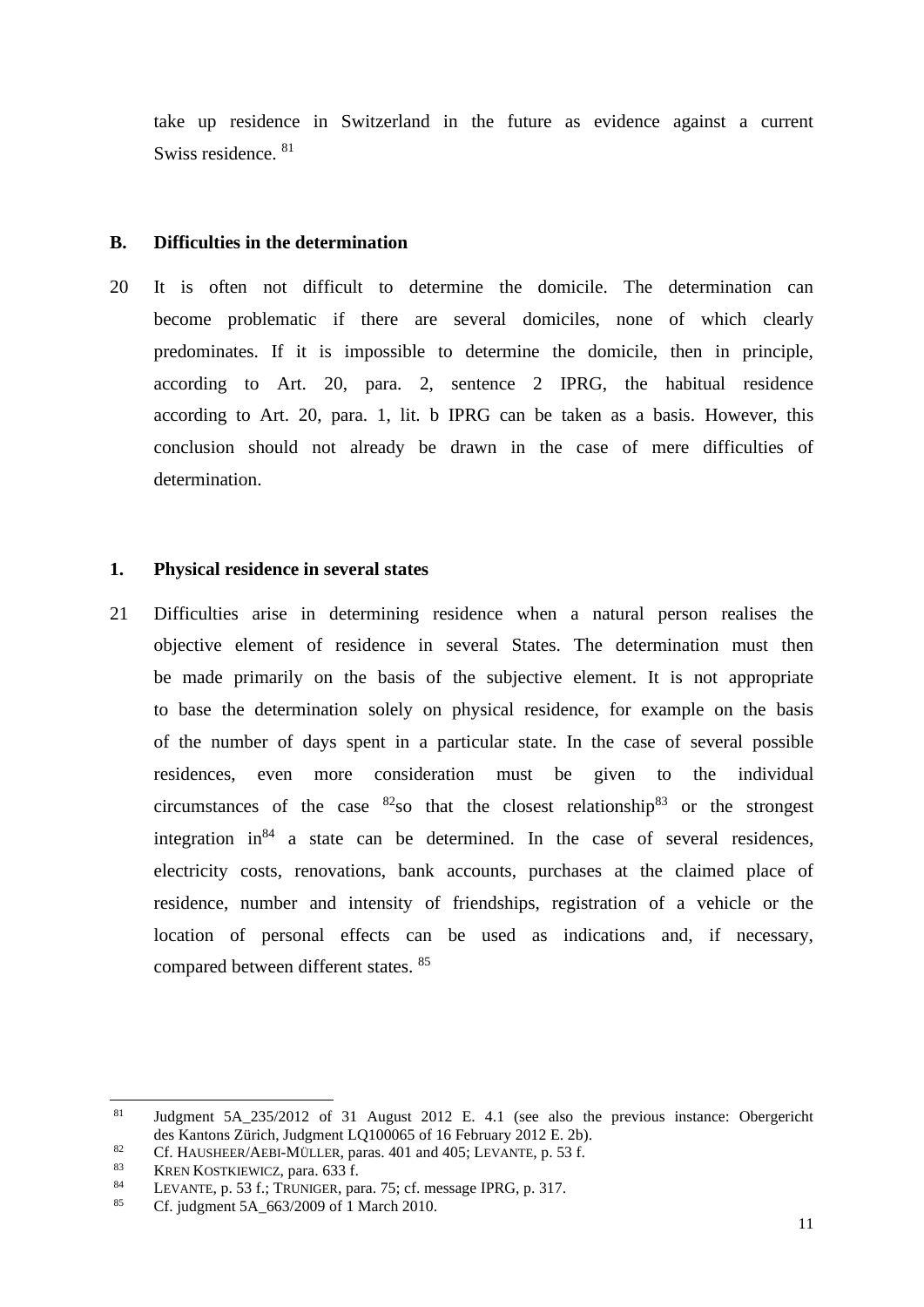take up residence in Switzerland in the future as evidence against a current Swiss residence. [81]

## B. Difficulties in the determination

20 It is often not difficult to determine the domicile. The determination can become problematic if there are several domiciles, none of which clearly predominates. If it is impossible to determine the domicile, then in principle, according to Art. 20, para. 2, sentence 2 IPRG, the habitual residence according to Art. 20, para. 1, lit. b IPRG can be taken as a basis. However, this conclusion should not already be drawn in the case of mere difficulties of determination.

### 1. Physical residence in several states

21 Difficulties arise in determining residence when a natural person realises the objective element of residence in several States. The determination must then be made primarily on the basis of the subjective element. It is not appropriate to base the determination solely on physical residence, for example on the basis of the number of days spent in a particular state. In the case of several possible residences, even more consideration must be given to the individual circumstances of the case [82]so that the closest relationship[83] or the strongest integration in[84] a state can be determined. In the case of several residences, electricity costs, renovations, bank accounts, purchases at the claimed place of residence, number and intensity of friendships, registration of a vehicle or the location of personal effects can be used as indications and, if necessary, compared between different states. [85]

---

[81] Judgment 5A_235/2012 of 31 August 2012 E. 4.1 (see also the previous instance: Obergericht des Kantons Zürich, Judgment LQ100065 of 16 February 2012 E. 2b).

[82] Cf. HAUSHEER/AEBI-MÜLLER, paras. 401 and 405; LEVANTE, p. 53 f.

[83] KREN KOSTKIEWICZ, para. 633 f.

[84] LEVANTE, p. 53 f.; TRUNIGER, para. 75; cf. message IPRG, p. 317.

[85] Cf. judgment 5A_663/2009 of 1 March 2010.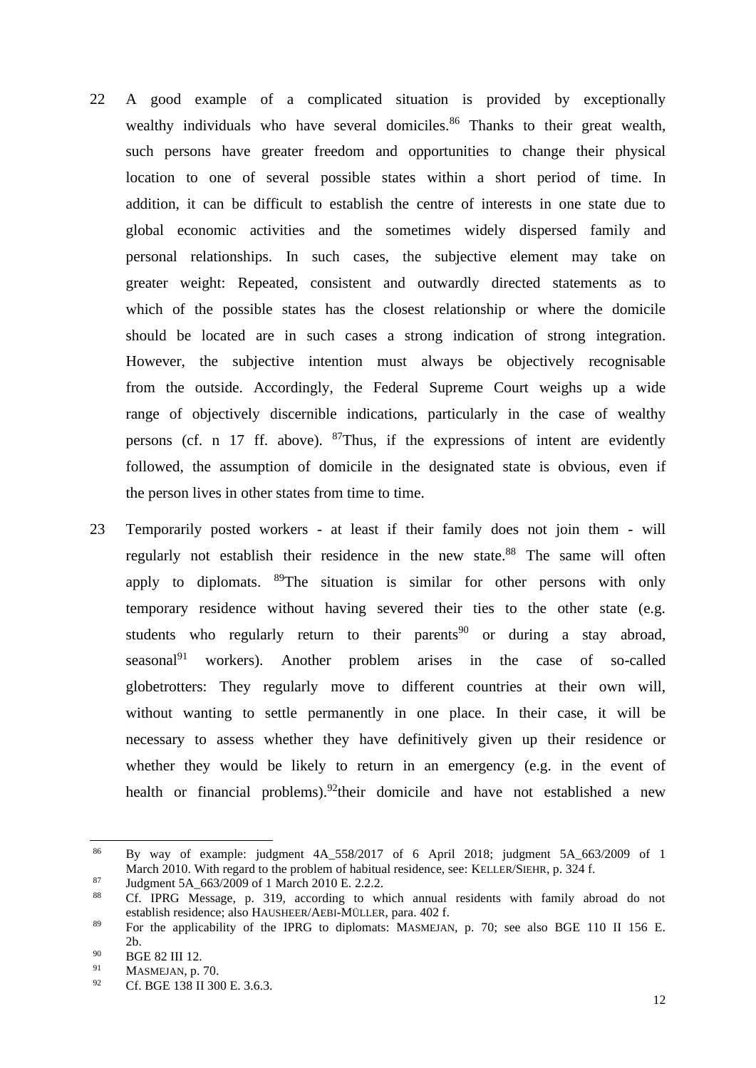22 A good example of a complicated situation is provided by exceptionally wealthy individuals who have several domiciles.[86] Thanks to their great wealth, such persons have greater freedom and opportunities to change their physical location to one of several possible states within a short period of time. In addition, it can be difficult to establish the centre of interests in one state due to global economic activities and the sometimes widely dispersed family and personal relationships. In such cases, the subjective element may take on greater weight: Repeated, consistent and outwardly directed statements as to which of the possible states has the closest relationship or where the domicile should be located are in such cases a strong indication of strong integration. However, the subjective intention must always be objectively recognisable from the outside. Accordingly, the Federal Supreme Court weighs up a wide range of objectively discernible indications, particularly in the case of wealthy persons (cf. n 17 ff. above). [87]Thus, if the expressions of intent are evidently followed, the assumption of domicile in the designated state is obvious, even if the person lives in other states from time to time.

23 Temporarily posted workers - at least if their family does not join them - will regularly not establish their residence in the new state.[88] The same will often apply to diplomats. [89]The situation is similar for other persons with only temporary residence without having severed their ties to the other state (e.g. students who regularly return to their parents[90] or during a stay abroad, seasonal[91] workers). Another problem arises in the case of so-called globetrotters: They regularly move to different countries at their own will, without wanting to settle permanently in one place. In their case, it will be necessary to assess whether they have definitively given up their residence or whether they would be likely to return in an emergency (e.g. in the event of health or financial problems).[92]their domicile and have not established a new

---

[86] By way of example: judgment 4A_558/2017 of 6 April 2018; judgment 5A_663/2009 of 1 March 2010. With regard to the problem of habitual residence, see: KELLER/SIEHR, p. 324 f.

[87] Judgment 5A_663/2009 of 1 March 2010 E. 2.2.2.

[88] Cf. IPRG Message, p. 319, according to which annual residents with family abroad do not establish residence; also HAUSHEER/AEBI-MÜLLER, para. 402 f.

[89] For the applicability of the IPRG to diplomats: MASMEJAN, p. 70; see also BGE 110 II 156 E. 2b.

[90] BGE 82 III 12.

[91] MASMEJAN, p. 70.

[92] Cf. BGE 138 II 300 E. 3.6.3.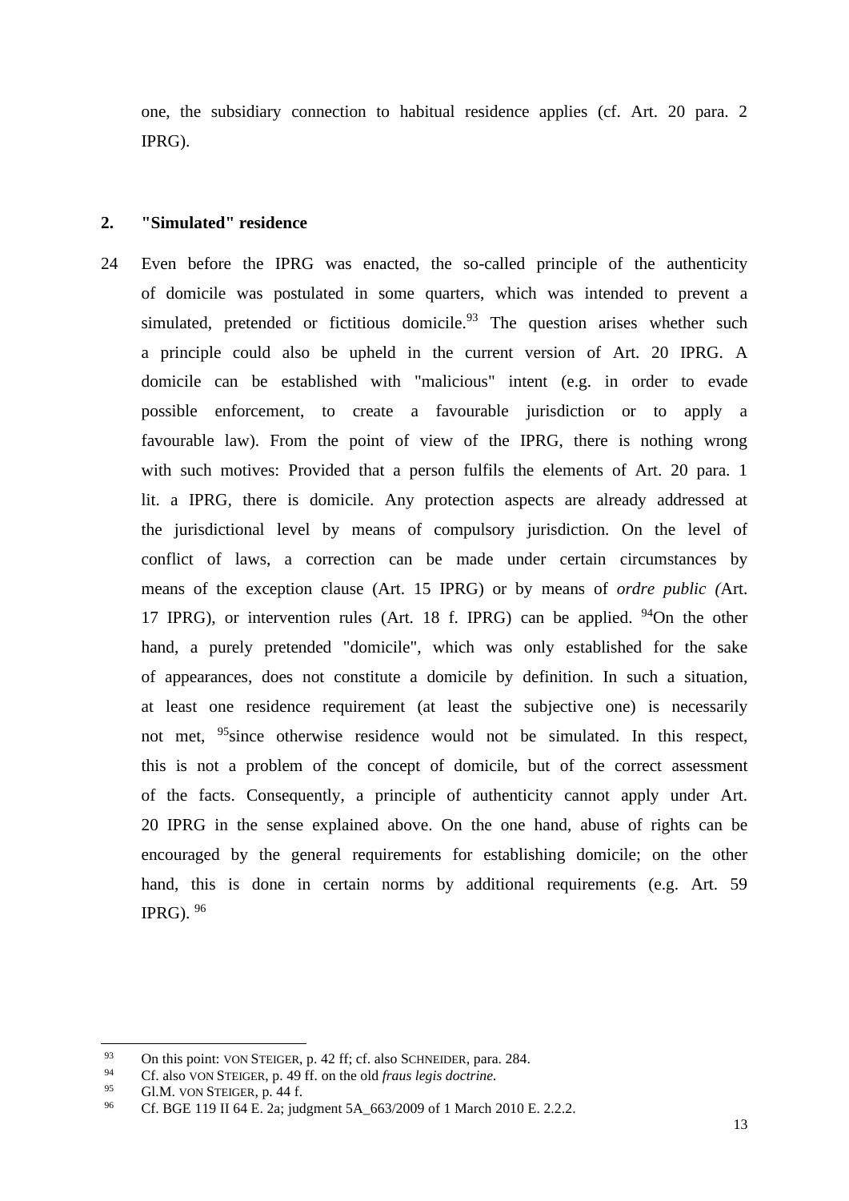one, the subsidiary connection to habitual residence applies (cf. Art. 20 para. 2 IPRG).

## 2. "Simulated" residence

24 Even before the IPRG was enacted, the so-called principle of the authenticity of domicile was postulated in some quarters, which was intended to prevent a simulated, pretended or fictitious domicile.[93] The question arises whether such a principle could also be upheld in the current version of Art. 20 IPRG. A domicile can be established with "malicious" intent (e.g. in order to evade possible enforcement, to create a favourable jurisdiction or to apply a favourable law). From the point of view of the IPRG, there is nothing wrong with such motives: Provided that a person fulfils the elements of Art. 20 para. 1 lit. a IPRG, there is domicile. Any protection aspects are already addressed at the jurisdictional level by means of compulsory jurisdiction. On the level of conflict of laws, a correction can be made under certain circumstances by means of the exception clause (Art. 15 IPRG) or by means of *ordre public (*Art. 17 IPRG), or intervention rules (Art. 18 f. IPRG) can be applied. [94]On the other hand, a purely pretended "domicile", which was only established for the sake of appearances, does not constitute a domicile by definition. In such a situation, at least one residence requirement (at least the subjective one) is necessarily not met, [95]since otherwise residence would not be simulated. In this respect, this is not a problem of the concept of domicile, but of the correct assessment of the facts. Consequently, a principle of authenticity cannot apply under Art. 20 IPRG in the sense explained above. On the one hand, abuse of rights can be encouraged by the general requirements for establishing domicile; on the other hand, this is done in certain norms by additional requirements (e.g. Art. 59 IPRG). [96]

---

[93] On this point: VON STEIGER, p. 42 ff; cf. also SCHNEIDER, para. 284.

[94] Cf. also VON STEIGER, p. 49 ff. on the old *fraus legis doctrine.*

[95] Gl.M. VON STEIGER, p. 44 f.

[96] Cf. BGE 119 II 64 E. 2a; judgment 5A_663/2009 of 1 March 2010 E. 2.2.2.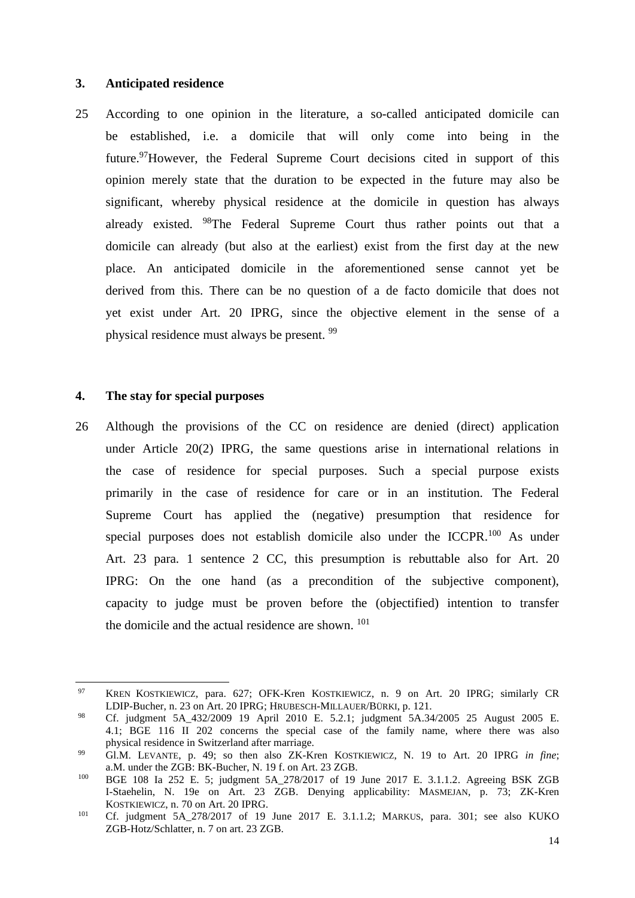### 3. Anticipated residence

25 According to one opinion in the literature, a so-called anticipated domicile can be established, i.e. a domicile that will only come into being in the future.[97]However, the Federal Supreme Court decisions cited in support of this opinion merely state that the duration to be expected in the future may also be significant, whereby physical residence at the domicile in question has always already existed. [98]The Federal Supreme Court thus rather points out that a domicile can already (but also at the earliest) exist from the first day at the new place. An anticipated domicile in the aforementioned sense cannot yet be derived from this. There can be no question of a de facto domicile that does not yet exist under Art. 20 IPRG, since the objective element in the sense of a physical residence must always be present. [99]

### 4. The stay for special purposes

26 Although the provisions of the CC on residence are denied (direct) application under Article 20(2) IPRG, the same questions arise in international relations in the case of residence for special purposes. Such a special purpose exists primarily in the case of residence for care or in an institution. The Federal Supreme Court has applied the (negative) presumption that residence for special purposes does not establish domicile also under the ICCPR.[100] As under Art. 23 para. 1 sentence 2 CC, this presumption is rebuttable also for Art. 20 IPRG: On the one hand (as a precondition of the subjective component), capacity to judge must be proven before the (objectified) intention to transfer the domicile and the actual residence are shown. [101]

---

[97] KREN KOSTKIEWICZ, para. 627; OFK-Kren KOSTKIEWICZ, n. 9 on Art. 20 IPRG; similarly CR LDIP-Bucher, n. 23 on Art. 20 IPRG; HRUBESCH-MILLAUER/BÜRKI, p. 121.

[98] Cf. judgment 5A_432/2009 19 April 2010 E. 5.2.1; judgment 5A.34/2005 25 August 2005 E. 4.1; BGE 116 II 202 concerns the special case of the family name, where there was also physical residence in Switzerland after marriage.

[99] Gl.M. LEVANTE, p. 49; so then also ZK-Kren KOSTKIEWICZ, N. 19 to Art. 20 IPRG *in fine*; a.M. under the ZGB: BK-Bucher, N. 19 f. on Art. 23 ZGB.

[100] BGE 108 Ia 252 E. 5; judgment 5A_278/2017 of 19 June 2017 E. 3.1.1.2. Agreeing BSK ZGB I-Staehelin, N. 19e on Art. 23 ZGB. Denying applicability: MASMEJAN, p. 73; ZK-Kren KOSTKIEWICZ, n. 70 on Art. 20 IPRG.

[101] Cf. judgment 5A_278/2017 of 19 June 2017 E. 3.1.1.2; MARKUS, para. 301; see also KUKO ZGB-Hotz/Schlatter, n. 7 on art. 23 ZGB.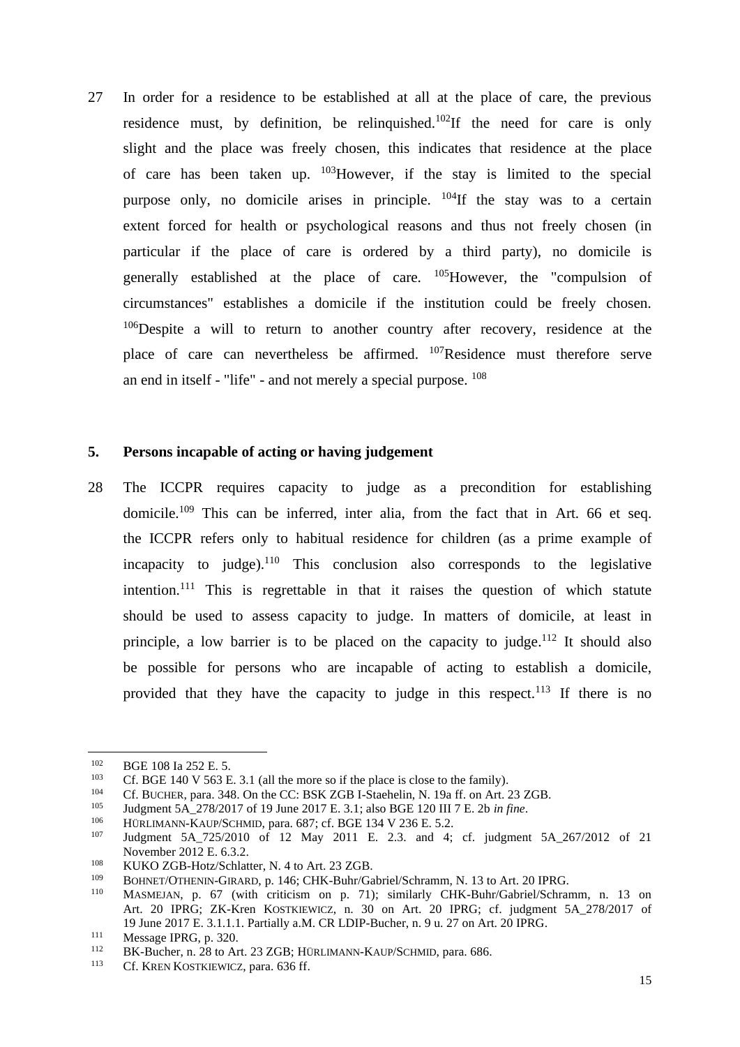27 In order for a residence to be established at all at the place of care, the previous residence must, by definition, be relinquished.[102]If the need for care is only slight and the place was freely chosen, this indicates that residence at the place of care has been taken up. [103]However, if the stay is limited to the special purpose only, no domicile arises in principle. [104]If the stay was to a certain extent forced for health or psychological reasons and thus not freely chosen (in particular if the place of care is ordered by a third party), no domicile is generally established at the place of care. [105]However, the "compulsion of circumstances" establishes a domicile if the institution could be freely chosen. [106]Despite a will to return to another country after recovery, residence at the place of care can nevertheless be affirmed. [107]Residence must therefore serve an end in itself - "life" - and not merely a special purpose. [108]

## 5. Persons incapable of acting or having judgement

28 The ICCPR requires capacity to judge as a precondition for establishing domicile.[109] This can be inferred, inter alia, from the fact that in Art. 66 et seq. the ICCPR refers only to habitual residence for children (as a prime example of incapacity to judge).[110] This conclusion also corresponds to the legislative intention.[111] This is regrettable in that it raises the question of which statute should be used to assess capacity to judge. In matters of domicile, at least in principle, a low barrier is to be placed on the capacity to judge.[112] It should also be possible for persons who are incapable of acting to establish a domicile, provided that they have the capacity to judge in this respect.[113] If there is no

---

[102] BGE 108 Ia 252 E. 5.

[103] Cf. BGE 140 V 563 E. 3.1 (all the more so if the place is close to the family).

[104] Cf. BUCHER, para. 348. On the CC: BSK ZGB I-Staehelin, N. 19a ff. on Art. 23 ZGB.

[105] Judgment 5A_278/2017 of 19 June 2017 E. 3.1; also BGE 120 III 7 E. 2b *in fine*.

[106] HÜRLIMANN-KAUP/SCHMID, para. 687; cf. BGE 134 V 236 E. 5.2.

[107] Judgment 5A_725/2010 of 12 May 2011 E. 2.3. and 4; cf. judgment 5A_267/2012 of 21 November 2012 E. 6.3.2.

[108] KUKO ZGB-Hotz/Schlatter, N. 4 to Art. 23 ZGB.

[109] BOHNET/OTHENIN-GIRARD, p. 146; CHK-Buhr/Gabriel/Schramm, N. 13 to Art. 20 IPRG.

[110] MASMEJAN, p. 67 (with criticism on p. 71); similarly CHK-Buhr/Gabriel/Schramm, n. 13 on Art. 20 IPRG; ZK-Kren KOSTKIEWICZ, n. 30 on Art. 20 IPRG; cf. judgment 5A_278/2017 of 19 June 2017 E. 3.1.1.1. Partially a.M. CR LDIP-Bucher, n. 9 u. 27 on Art. 20 IPRG.

[111] Message IPRG, p. 320.

[112] BK-Bucher, n. 28 to Art. 23 ZGB; HÜRLIMANN-KAUP/SCHMID, para. 686.

[113] Cf. KREN KOSTKIEWICZ, para. 636 ff.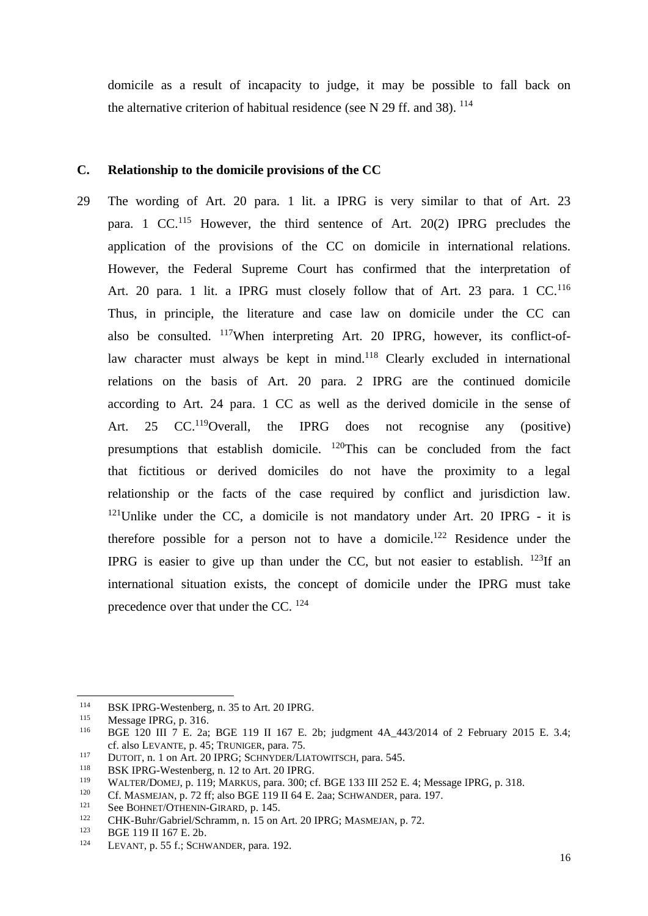domicile as a result of incapacity to judge, it may be possible to fall back on the alternative criterion of habitual residence (see N 29 ff. and 38). [114]

### C. Relationship to the domicile provisions of the CC

29 The wording of Art. 20 para. 1 lit. a IPRG is very similar to that of Art. 23 para. 1 CC.[115] However, the third sentence of Art. 20(2) IPRG precludes the application of the provisions of the CC on domicile in international relations. However, the Federal Supreme Court has confirmed that the interpretation of Art. 20 para. 1 lit. a IPRG must closely follow that of Art. 23 para. 1 CC.[116] Thus, in principle, the literature and case law on domicile under the CC can also be consulted. [117]When interpreting Art. 20 IPRG, however, its conflict-of-law character must always be kept in mind.[118] Clearly excluded in international relations on the basis of Art. 20 para. 2 IPRG are the continued domicile according to Art. 24 para. 1 CC as well as the derived domicile in the sense of Art. 25 CC.[119]Overall, the IPRG does not recognise any (positive) presumptions that establish domicile. [120]This can be concluded from the fact that fictitious or derived domiciles do not have the proximity to a legal relationship or the facts of the case required by conflict and jurisdiction law. [121]Unlike under the CC, a domicile is not mandatory under Art. 20 IPRG - it is therefore possible for a person not to have a domicile.[122] Residence under the IPRG is easier to give up than under the CC, but not easier to establish. [123]If an international situation exists, the concept of domicile under the IPRG must take precedence over that under the CC. [124]

---

[114] BSK IPRG-Westenberg, n. 35 to Art. 20 IPRG.

[115] Message IPRG, p. 316.

[116] BGE 120 III 7 E. 2a; BGE 119 II 167 E. 2b; judgment 4A_443/2014 of 2 February 2015 E. 3.4; cf. also LEVANTE, p. 45; TRUNIGER, para. 75.

[117] DUTOIT, n. 1 on Art. 20 IPRG; SCHNYDER/LIATOWITSCH, para. 545.

[118] BSK IPRG-Westenberg, n. 12 to Art. 20 IPRG.

[119] WALTER/DOMEJ, p. 119; MARKUS, para. 300; cf. BGE 133 III 252 E. 4; Message IPRG, p. 318.

[120] Cf. MASMEJAN, p. 72 ff; also BGE 119 II 64 E. 2aa; SCHWANDER, para. 197.

[121] See BOHNET/OTHENIN-GIRARD, p. 145.

[122] CHK-Buhr/Gabriel/Schramm, n. 15 on Art. 20 IPRG; MASMEJAN, p. 72.

[123] BGE 119 II 167 E. 2b.

[124] LEVANT, p. 55 f.; SCHWANDER, para. 192.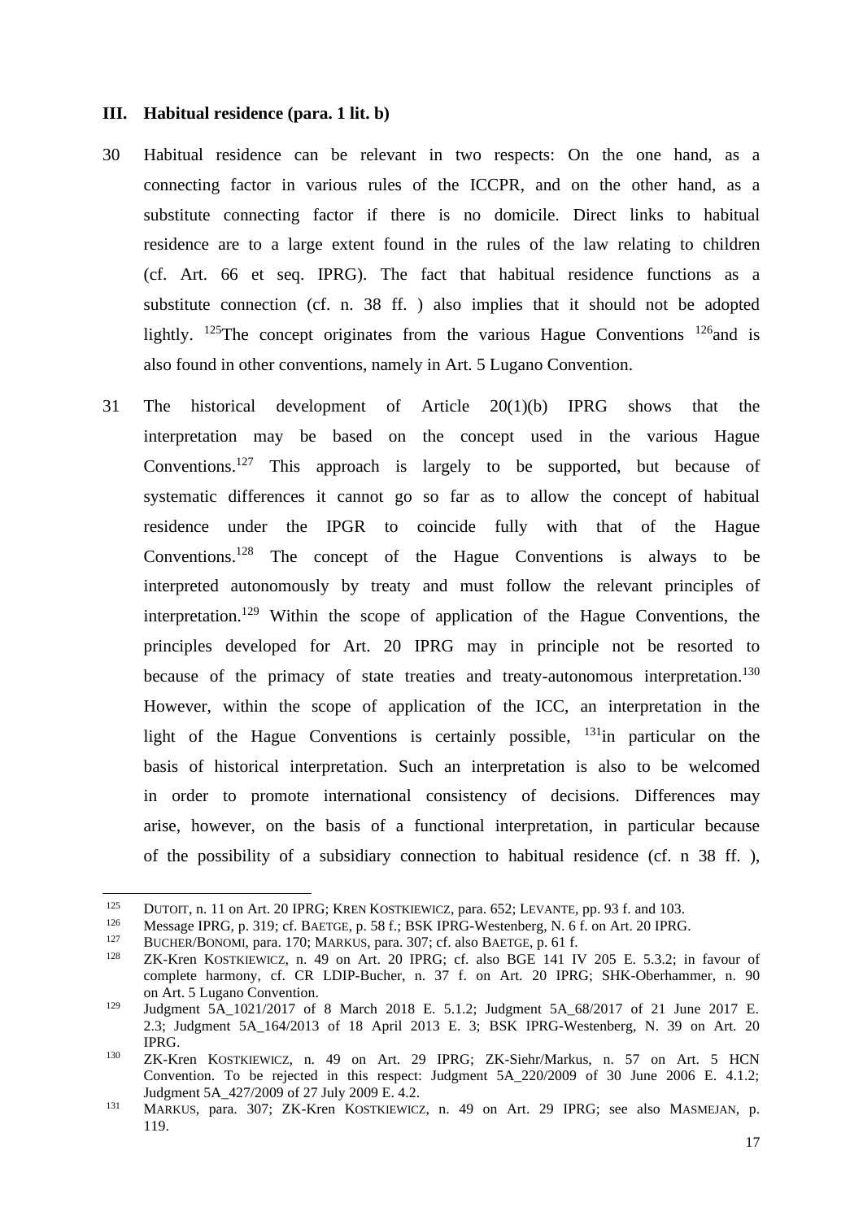## III. Habitual residence (para. 1 lit. b)

30 Habitual residence can be relevant in two respects: On the one hand, as a connecting factor in various rules of the ICCPR, and on the other hand, as a substitute connecting factor if there is no domicile. Direct links to habitual residence are to a large extent found in the rules of the law relating to children (cf. Art. 66 et seq. IPRG). The fact that habitual residence functions as a substitute connection (cf. n. 38 ff. ) also implies that it should not be adopted lightly. [125]The concept originates from the various Hague Conventions [126]and is also found in other conventions, namely in Art. 5 Lugano Convention.

31 The historical development of Article 20(1)(b) IPRG shows that the interpretation may be based on the concept used in the various Hague Conventions.[127] This approach is largely to be supported, but because of systematic differences it cannot go so far as to allow the concept of habitual residence under the IPGR to coincide fully with that of the Hague Conventions.[128] The concept of the Hague Conventions is always to be interpreted autonomously by treaty and must follow the relevant principles of interpretation.[129] Within the scope of application of the Hague Conventions, the principles developed for Art. 20 IPRG may in principle not be resorted to because of the primacy of state treaties and treaty-autonomous interpretation.[130] However, within the scope of application of the ICC, an interpretation in the light of the Hague Conventions is certainly possible, [131]in particular on the basis of historical interpretation. Such an interpretation is also to be welcomed in order to promote international consistency of decisions. Differences may arise, however, on the basis of a functional interpretation, in particular because of the possibility of a subsidiary connection to habitual residence (cf. n 38 ff. ),

---

[125] DUTOIT, n. 11 on Art. 20 IPRG; KREN KOSTKIEWICZ, para. 652; LEVANTE, pp. 93 f. and 103.

[126] Message IPRG, p. 319; cf. BAETGE, p. 58 f.; BSK IPRG-Westenberg, N. 6 f. on Art. 20 IPRG.

[127] BUCHER/BONOMI, para. 170; MARKUS, para. 307; cf. also BAETGE, p. 61 f.

[128] ZK-Kren KOSTKIEWICZ, n. 49 on Art. 20 IPRG; cf. also BGE 141 IV 205 E. 5.3.2; in favour of complete harmony, cf. CR LDIP-Bucher, n. 37 f. on Art. 20 IPRG; SHK-Oberhammer, n. 90 on Art. 5 Lugano Convention.

[129] Judgment 5A_1021/2017 of 8 March 2018 E. 5.1.2; Judgment 5A_68/2017 of 21 June 2017 E. 2.3; Judgment 5A_164/2013 of 18 April 2013 E. 3; BSK IPRG-Westenberg, N. 39 on Art. 20 IPRG.

[130] ZK-Kren KOSTKIEWICZ, n. 49 on Art. 29 IPRG; ZK-Siehr/Markus, n. 57 on Art. 5 HCN Convention. To be rejected in this respect: Judgment 5A_220/2009 of 30 June 2006 E. 4.1.2; Judgment 5A_427/2009 of 27 July 2009 E. 4.2.

[131] MARKUS, para. 307; ZK-Kren KOSTKIEWICZ, n. 49 on Art. 29 IPRG; see also MASMEJAN, p. 119.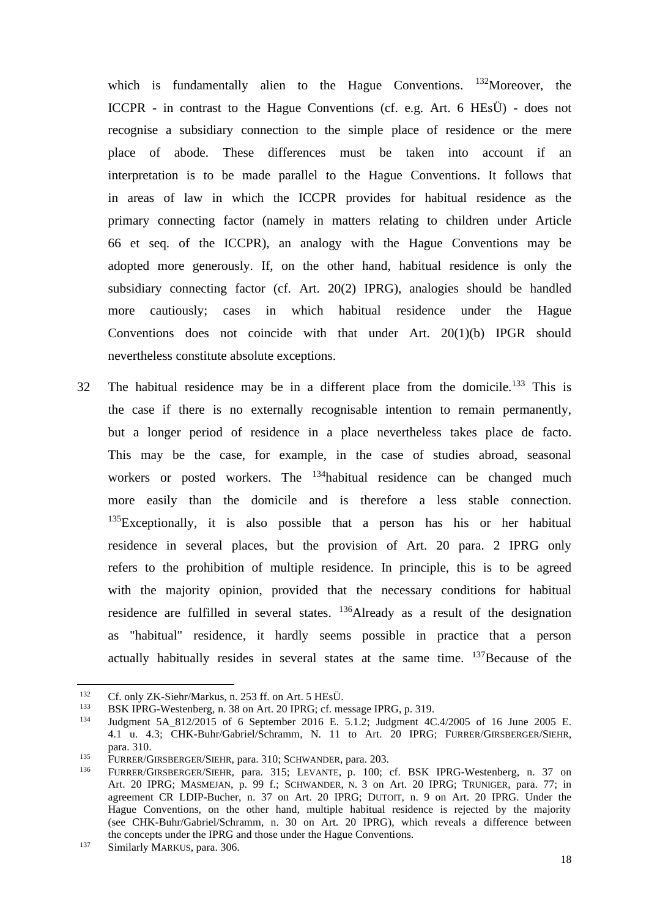which is fundamentally alien to the Hague Conventions. [132]Moreover, the ICCPR - in contrast to the Hague Conventions (cf. e.g. Art. 6 HEsÜ) - does not recognise a subsidiary connection to the simple place of residence or the mere place of abode. These differences must be taken into account if an interpretation is to be made parallel to the Hague Conventions. It follows that in areas of law in which the ICCPR provides for habitual residence as the primary connecting factor (namely in matters relating to children under Article 66 et seq. of the ICCPR), an analogy with the Hague Conventions may be adopted more generously. If, on the other hand, habitual residence is only the subsidiary connecting factor (cf. Art. 20(2) IPRG), analogies should be handled more cautiously; cases in which habitual residence under the Hague Conventions does not coincide with that under Art. 20(1)(b) IPGR should nevertheless constitute absolute exceptions.

32 The habitual residence may be in a different place from the domicile.[133] This is the case if there is no externally recognisable intention to remain permanently, but a longer period of residence in a place nevertheless takes place de facto. This may be the case, for example, in the case of studies abroad, seasonal workers or posted workers. The [134]habitual residence can be changed much more easily than the domicile and is therefore a less stable connection. [135]Exceptionally, it is also possible that a person has his or her habitual residence in several places, but the provision of Art. 20 para. 2 IPRG only refers to the prohibition of multiple residence. In principle, this is to be agreed with the majority opinion, provided that the necessary conditions for habitual residence are fulfilled in several states. [136]Already as a result of the designation as "habitual" residence, it hardly seems possible in practice that a person actually habitually resides in several states at the same time. [137]Because of the

---

[132] Cf. only ZK-Siehr/Markus, n. 253 ff. on Art. 5 HEsÜ.

[133] BSK IPRG-Westenberg, n. 38 on Art. 20 IPRG; cf. message IPRG, p. 319.

[134] Judgment 5A_812/2015 of 6 September 2016 E. 5.1.2; Judgment 4C.4/2005 of 16 June 2005 E. 4.1 u. 4.3; CHK-Buhr/Gabriel/Schramm, N. 11 to Art. 20 IPRG; FURRER/GIRSBERGER/SIEHR, para. 310.

[135] FURRER/GIRSBERGER/SIEHR, para. 310; SCHWANDER, para. 203.

[136] FURRER/GIRSBERGER/SIEHR, para. 315; LEVANTE, p. 100; cf. BSK IPRG-Westenberg, n. 37 on Art. 20 IPRG; MASMEJAN, p. 99 f.; SCHWANDER, N. 3 on Art. 20 IPRG; TRUNIGER, para. 77; in agreement CR LDIP-Bucher, n. 37 on Art. 20 IPRG; DUTOIT, n. 9 on Art. 20 IPRG. Under the Hague Conventions, on the other hand, multiple habitual residence is rejected by the majority (see CHK-Buhr/Gabriel/Schramm, n. 30 on Art. 20 IPRG), which reveals a difference between the concepts under the IPRG and those under the Hague Conventions.

[137] Similarly MARKUS, para. 306.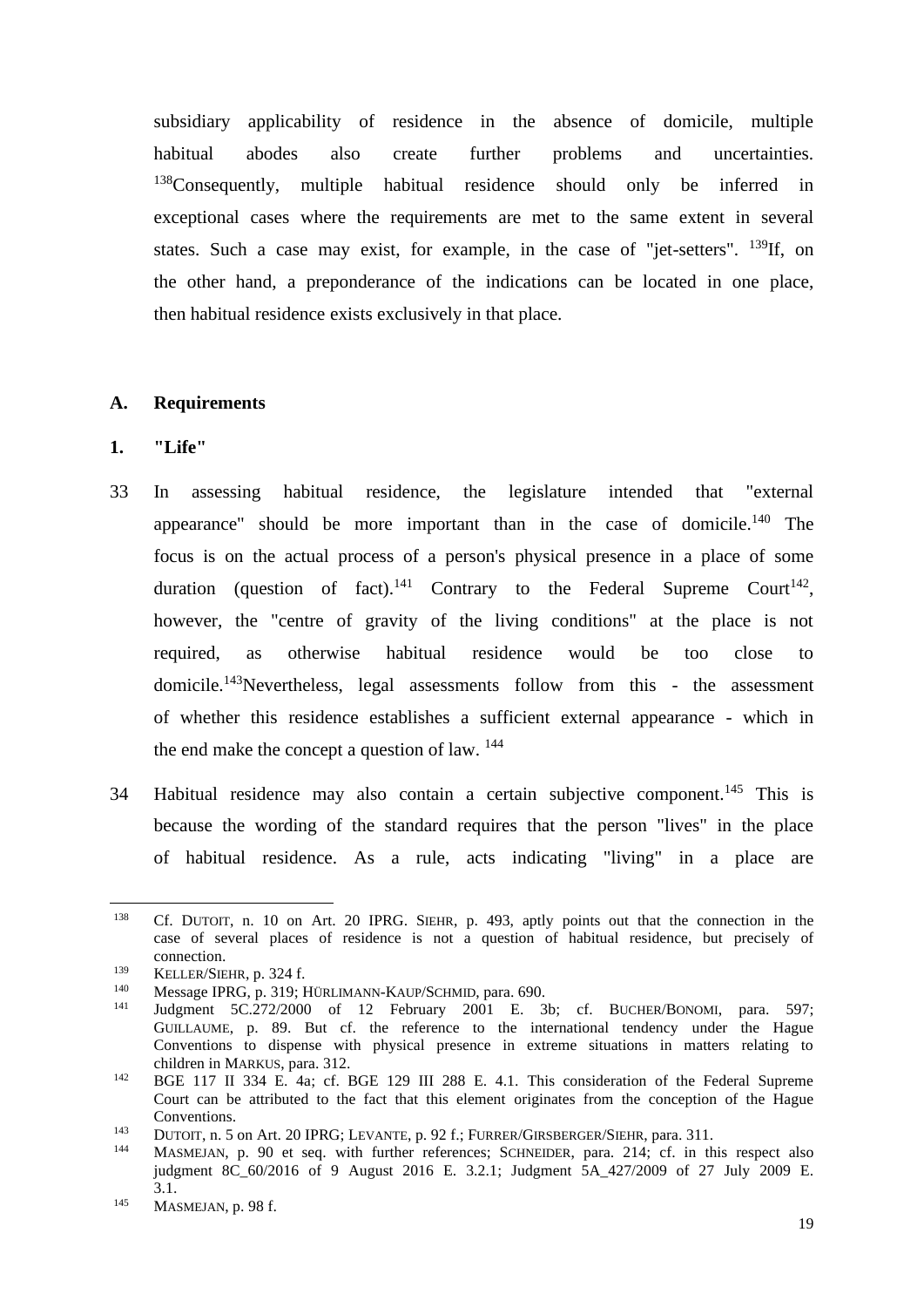subsidiary applicability of residence in the absence of domicile, multiple habitual abodes also create further problems and uncertainties.[138]Consequently, multiple habitual residence should only be inferred in exceptional cases where the requirements are met to the same extent in several states. Such a case may exist, for example, in the case of "jet-setters". [139]If, on the other hand, a preponderance of the indications can be located in one place, then habitual residence exists exclusively in that place.

## A. Requirements

### 1. "Life"

33 In assessing habitual residence, the legislature intended that "external appearance" should be more important than in the case of domicile.[140] The focus is on the actual process of a person's physical presence in a place of some duration (question of fact).[141] Contrary to the Federal Supreme Court[142], however, the "centre of gravity of the living conditions" at the place is not required, as otherwise habitual residence would be too close to domicile.[143]Nevertheless, legal assessments follow from this - the assessment of whether this residence establishes a sufficient external appearance - which in the end make the concept a question of law. [144]

34 Habitual residence may also contain a certain subjective component.[145] This is because the wording of the standard requires that the person "lives" in the place of habitual residence. As a rule, acts indicating "living" in a place are

---

[138] Cf. DUTOIT, n. 10 on Art. 20 IPRG. SIEHR, p. 493, aptly points out that the connection in the case of several places of residence is not a question of habitual residence, but precisely of connection.

[139] KELLER/SIEHR, p. 324 f.

[140] Message IPRG, p. 319; HÜRLIMANN-KAUP/SCHMID, para. 690.

[141] Judgment 5C.272/2000 of 12 February 2001 E. 3b; cf. BUCHER/BONOMI, para. 597; GUILLAUME, p. 89. But cf. the reference to the international tendency under the Hague Conventions to dispense with physical presence in extreme situations in matters relating to children in MARKUS, para. 312.

[142] BGE 117 II 334 E. 4a; cf. BGE 129 III 288 E. 4.1. This consideration of the Federal Supreme Court can be attributed to the fact that this element originates from the conception of the Hague Conventions.

[143] DUTOIT, n. 5 on Art. 20 IPRG; LEVANTE, p. 92 f.; FURRER/GIRSBERGER/SIEHR, para. 311.

[144] MASMEJAN, p. 90 et seq. with further references; SCHNEIDER, para. 214; cf. in this respect also judgment 8C_60/2016 of 9 August 2016 E. 3.2.1; Judgment 5A_427/2009 of 27 July 2009 E. 3.1.

[145] MASMEJAN, p. 98 f.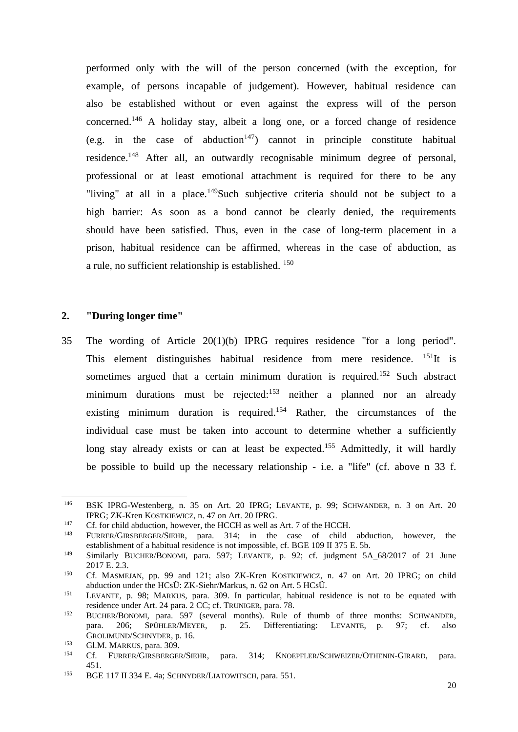performed only with the will of the person concerned (with the exception, for example, of persons incapable of judgement). However, habitual residence can also be established without or even against the express will of the person concerned.[146] A holiday stay, albeit a long one, or a forced change of residence (e.g. in the case of abduction[147]) cannot in principle constitute habitual residence.[148] After all, an outwardly recognisable minimum degree of personal, professional or at least emotional attachment is required for there to be any "living" at all in a place.[149]Such subjective criteria should not be subject to a high barrier: As soon as a bond cannot be clearly denied, the requirements should have been satisfied. Thus, even in the case of long-term placement in a prison, habitual residence can be affirmed, whereas in the case of abduction, as a rule, no sufficient relationship is established. [150]

## 2. "During longer time"

35 The wording of Article 20(1)(b) IPRG requires residence "for a long period". This element distinguishes habitual residence from mere residence. [151]It is sometimes argued that a certain minimum duration is required.[152] Such abstract minimum durations must be rejected:[153] neither a planned nor an already existing minimum duration is required.[154] Rather, the circumstances of the individual case must be taken into account to determine whether a sufficiently long stay already exists or can at least be expected.[155] Admittedly, it will hardly be possible to build up the necessary relationship - i.e. a "life" (cf. above n 33 f.

---

[146] BSK IPRG-Westenberg, n. 35 on Art. 20 IPRG; LEVANTE, p. 99; SCHWANDER, n. 3 on Art. 20 IPRG; ZK-Kren KOSTKIEWICZ, n. 47 on Art. 20 IPRG.

[147] Cf. for child abduction, however, the HCCH as well as Art. 7 of the HCCH.

[148] FURRER/GIRSBERGER/SIEHR, para. 314; in the case of child abduction, however, the establishment of a habitual residence is not impossible, cf. BGE 109 II 375 E. 5b.

[149] Similarly BUCHER/BONOMI, para. 597; LEVANTE, p. 92; cf. judgment 5A_68/2017 of 21 June 2017 E. 2.3.

[150] Cf. MASMEJAN, pp. 99 and 121; also ZK-Kren KOSTKIEWICZ, n. 47 on Art. 20 IPRG; on child abduction under the HCsÜ: ZK-Siehr/Markus, n. 62 on Art. 5 HCsÜ.

[151] LEVANTE, p. 98; MARKUS, para. 309. In particular, habitual residence is not to be equated with residence under Art. 24 para. 2 CC; cf. TRUNIGER, para. 78.

[152] BUCHER/BONOMI, para. 597 (several months). Rule of thumb of three months: SCHWANDER, para. 206; SPÜHLER/MEYER, p. 25. Differentiating: LEVANTE, p. 97; cf. also GROLIMUND/SCHNYDER, p. 16.

[153] Gl.M. MARKUS, para. 309.

[154] Cf. FURRER/GIRSBERGER/SIEHR, para. 314; KNOEPFLER/SCHWEIZER/OTHENIN-GIRARD, para. 451.

[155] BGE 117 II 334 E. 4a; SCHNYDER/LIATOWITSCH, para. 551.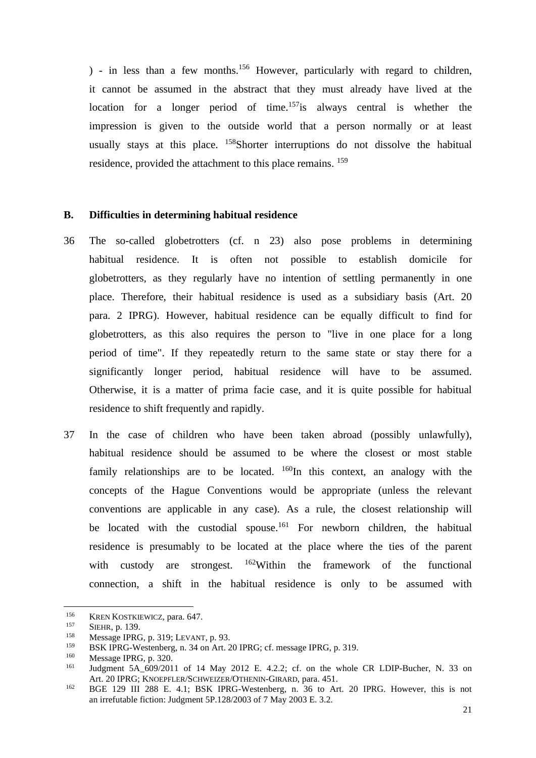) - in less than a few months.[156] However, particularly with regard to children, it cannot be assumed in the abstract that they must already have lived at the location for a longer period of time.[157]is always central is whether the impression is given to the outside world that a person normally or at least usually stays at this place. [158]Shorter interruptions do not dissolve the habitual residence, provided the attachment to this place remains. [159]

## B. Difficulties in determining habitual residence

36 The so-called globetrotters (cf. n 23) also pose problems in determining habitual residence. It is often not possible to establish domicile for globetrotters, as they regularly have no intention of settling permanently in one place. Therefore, their habitual residence is used as a subsidiary basis (Art. 20 para. 2 IPRG). However, habitual residence can be equally difficult to find for globetrotters, as this also requires the person to "live in one place for a long period of time". If they repeatedly return to the same state or stay there for a significantly longer period, habitual residence will have to be assumed. Otherwise, it is a matter of prima facie case, and it is quite possible for habitual residence to shift frequently and rapidly.

37 In the case of children who have been taken abroad (possibly unlawfully), habitual residence should be assumed to be where the closest or most stable family relationships are to be located. [160]In this context, an analogy with the concepts of the Hague Conventions would be appropriate (unless the relevant conventions are applicable in any case). As a rule, the closest relationship will be located with the custodial spouse.[161] For newborn children, the habitual residence is presumably to be located at the place where the ties of the parent with custody are strongest. [162]Within the framework of the functional connection, a shift in the habitual residence is only to be assumed with

---

[156] KREN KOSTKIEWICZ, para. 647.

[157] SIEHR, p. 139.

[158] Message IPRG, p. 319; LEVANT, p. 93.

[159] BSK IPRG-Westenberg, n. 34 on Art. 20 IPRG; cf. message IPRG, p. 319.

[160] Message IPRG, p. 320.

[161] Judgment 5A_609/2011 of 14 May 2012 E. 4.2.2; cf. on the whole CR LDIP-Bucher, N. 33 on Art. 20 IPRG; KNOEPFLER/SCHWEIZER/OTHENIN-GIRARD, para. 451.

[162] BGE 129 III 288 E. 4.1; BSK IPRG-Westenberg, n. 36 to Art. 20 IPRG. However, this is not an irrefutable fiction: Judgment 5P.128/2003 of 7 May 2003 E. 3.2.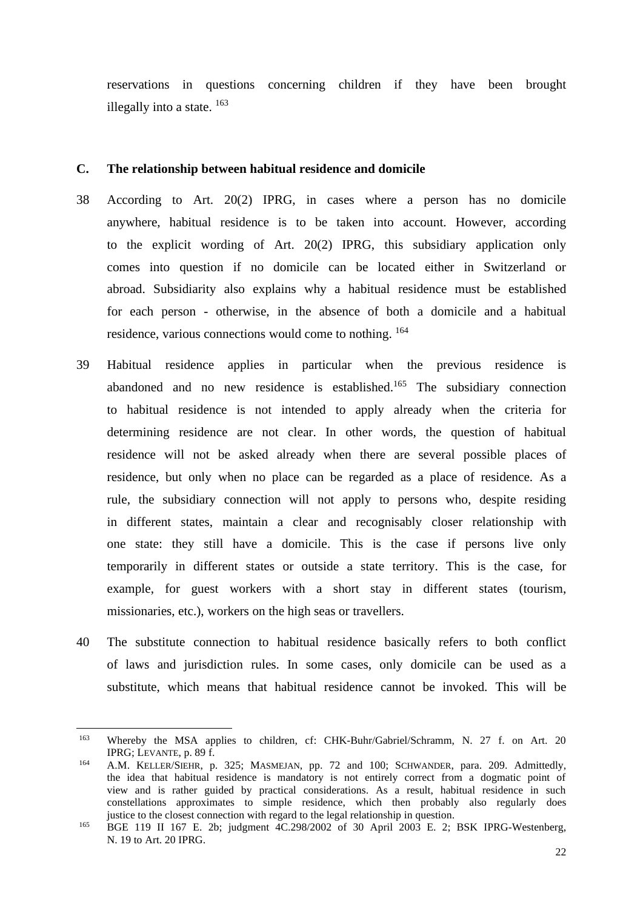reservations in questions concerning children if they have been brought illegally into a state. [163]

## C. The relationship between habitual residence and domicile

38 According to Art. 20(2) IPRG, in cases where a person has no domicile anywhere, habitual residence is to be taken into account. However, according to the explicit wording of Art. 20(2) IPRG, this subsidiary application only comes into question if no domicile can be located either in Switzerland or abroad. Subsidiarity also explains why a habitual residence must be established for each person - otherwise, in the absence of both a domicile and a habitual residence, various connections would come to nothing. [164]

39 Habitual residence applies in particular when the previous residence is abandoned and no new residence is established.[165] The subsidiary connection to habitual residence is not intended to apply already when the criteria for determining residence are not clear. In other words, the question of habitual residence will not be asked already when there are several possible places of residence, but only when no place can be regarded as a place of residence. As a rule, the subsidiary connection will not apply to persons who, despite residing in different states, maintain a clear and recognisably closer relationship with one state: they still have a domicile. This is the case if persons live only temporarily in different states or outside a state territory. This is the case, for example, for guest workers with a short stay in different states (tourism, missionaries, etc.), workers on the high seas or travellers.

40 The substitute connection to habitual residence basically refers to both conflict of laws and jurisdiction rules. In some cases, only domicile can be used as a substitute, which means that habitual residence cannot be invoked. This will be

---

[163] Whereby the MSA applies to children, cf: CHK-Buhr/Gabriel/Schramm, N. 27 f. on Art. 20 IPRG; LEVANTE, p. 89 f.

[164] A.M. KELLER/SIEHR, p. 325; MASMEJAN, pp. 72 and 100; SCHWANDER, para. 209. Admittedly, the idea that habitual residence is mandatory is not entirely correct from a dogmatic point of view and is rather guided by practical considerations. As a result, habitual residence in such constellations approximates to simple residence, which then probably also regularly does justice to the closest connection with regard to the legal relationship in question.

[165] BGE 119 II 167 E. 2b; judgment 4C.298/2002 of 30 April 2003 E. 2; BSK IPRG-Westenberg, N. 19 to Art. 20 IPRG.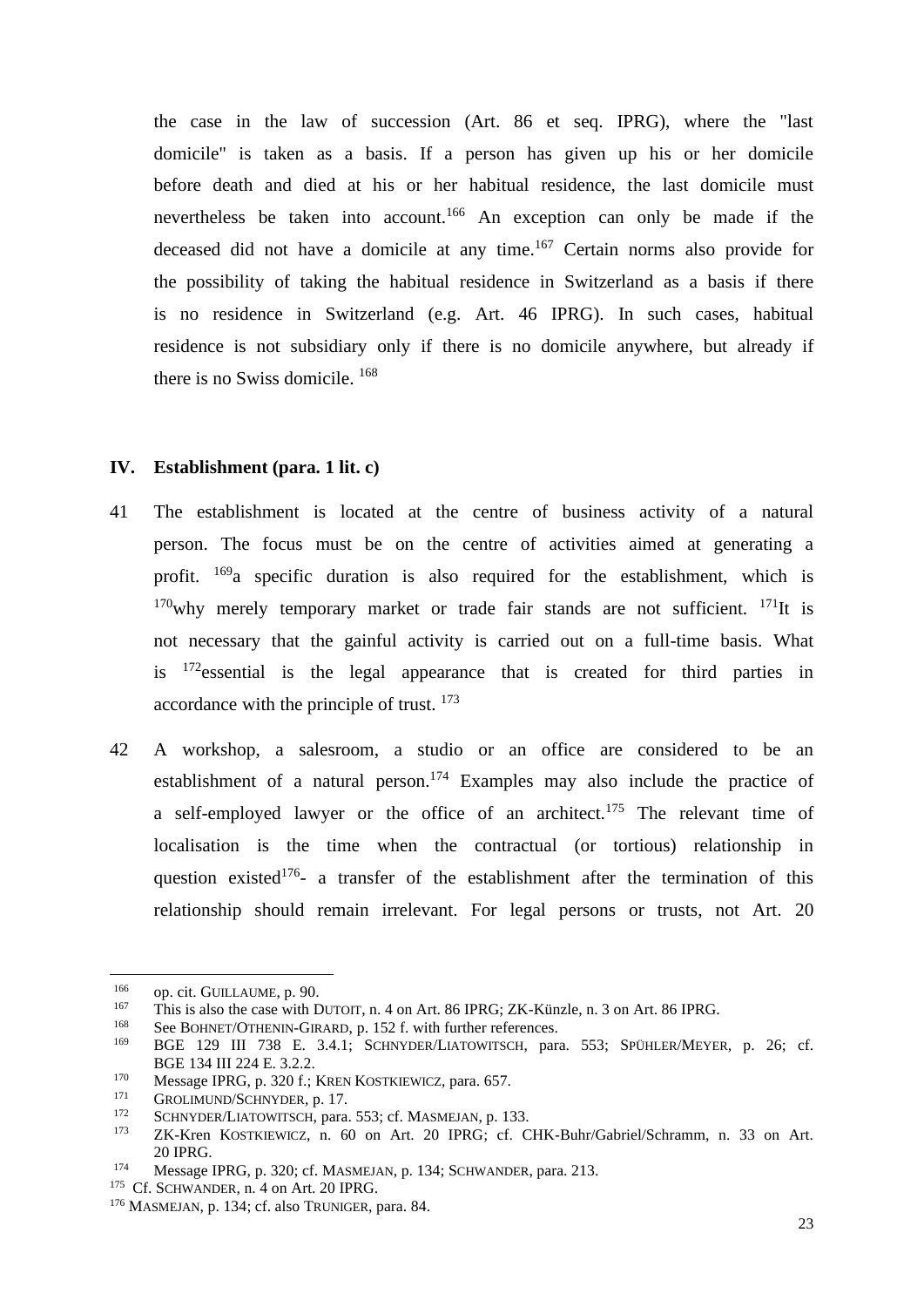the case in the law of succession (Art. 86 et seq. IPRG), where the "last domicile" is taken as a basis. If a person has given up his or her domicile before death and died at his or her habitual residence, the last domicile must nevertheless be taken into account.[166] An exception can only be made if the deceased did not have a domicile at any time.[167] Certain norms also provide for the possibility of taking the habitual residence in Switzerland as a basis if there is no residence in Switzerland (e.g. Art. 46 IPRG). In such cases, habitual residence is not subsidiary only if there is no domicile anywhere, but already if there is no Swiss domicile. [168]

## IV. Establishment (para. 1 lit. c)

41 The establishment is located at the centre of business activity of a natural person. The focus must be on the centre of activities aimed at generating a profit. [169]a specific duration is also required for the establishment, which is [170]why merely temporary market or trade fair stands are not sufficient. [171]It is not necessary that the gainful activity is carried out on a full-time basis. What is [172]essential is the legal appearance that is created for third parties in accordance with the principle of trust. [173]

42 A workshop, a salesroom, a studio or an office are considered to be an establishment of a natural person.[174] Examples may also include the practice of a self-employed lawyer or the office of an architect.[175] The relevant time of localisation is the time when the contractual (or tortious) relationship in question existed[176]- a transfer of the establishment after the termination of this relationship should remain irrelevant. For legal persons or trusts, not Art. 20

---

[166] op. cit. GUILLAUME, p. 90.

[167] This is also the case with DUTOIT, n. 4 on Art. 86 IPRG; ZK-Künzle, n. 3 on Art. 86 IPRG.

[168] See BOHNET/OTHENIN-GIRARD, p. 152 f. with further references.

[169] BGE 129 III 738 E. 3.4.1; SCHNYDER/LIATOWITSCH, para. 553; SPÜHLER/MEYER, p. 26; cf. BGE 134 III 224 E. 3.2.2.

[170] Message IPRG, p. 320 f.; KREN KOSTKIEWICZ, para. 657.

[171] GROLIMUND/SCHNYDER, p. 17.

[172] SCHNYDER/LIATOWITSCH, para. 553; cf. MASMEJAN, p. 133.

[173] ZK-Kren KOSTKIEWICZ, n. 60 on Art. 20 IPRG; cf. CHK-Buhr/Gabriel/Schramm, n. 33 on Art. 20 IPRG.

[174] Message IPRG, p. 320; cf. MASMEJAN, p. 134; SCHWANDER, para. 213.

[175] Cf. SCHWANDER, n. 4 on Art. 20 IPRG.

[176] MASMEJAN, p. 134; cf. also TRUNIGER, para. 84.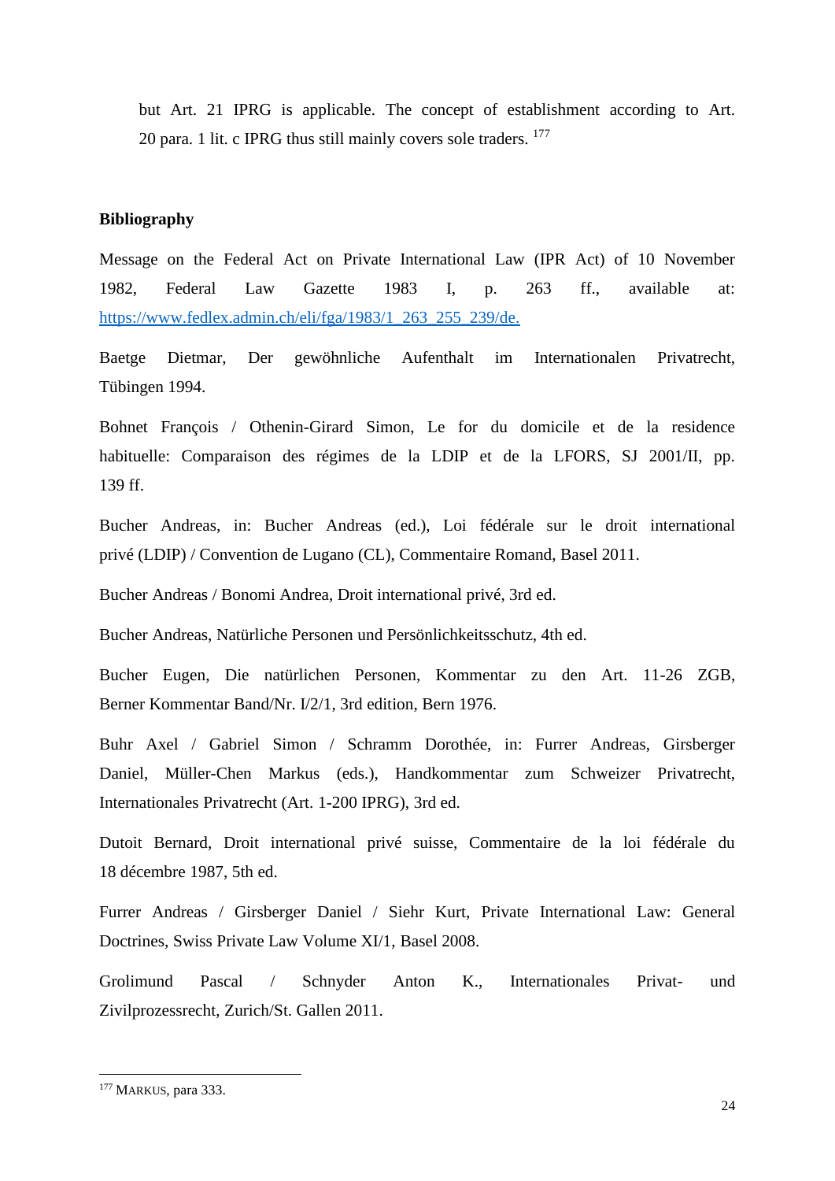but Art. 21 IPRG is applicable. The concept of establishment according to Art. 20 para. 1 lit. c IPRG thus still mainly covers sole traders. [177]

**Bibliography**

Message on the Federal Act on Private International Law (IPR Act) of 10 November 1982, Federal Law Gazette 1983 I, p. 263 ff., available at: [https://www.fedlex.admin.ch/eli/fga/1983/1_263_255_239/de.](https://www.fedlex.admin.ch/eli/fga/1983/1_263_255_239/de)

Baetge Dietmar, Der gewöhnliche Aufenthalt im Internationalen Privatrecht, Tübingen 1994.

Bohnet François / Othenin-Girard Simon, Le for du domicile et de la residence habituelle: Comparaison des régimes de la LDIP et de la LFORS, SJ 2001/II, pp. 139 ff.

Bucher Andreas, in: Bucher Andreas (ed.), Loi fédérale sur le droit international privé (LDIP) / Convention de Lugano (CL), Commentaire Romand, Basel 2011.

Bucher Andreas / Bonomi Andrea, Droit international privé, 3rd ed.

Bucher Andreas, Natürliche Personen und Persönlichkeitsschutz, 4th ed.

Bucher Eugen, Die natürlichen Personen, Kommentar zu den Art. 11-26 ZGB, Berner Kommentar Band/Nr. I/2/1, 3rd edition, Bern 1976.

Buhr Axel / Gabriel Simon / Schramm Dorothée, in: Furrer Andreas, Girsberger Daniel, Müller-Chen Markus (eds.), Handkommentar zum Schweizer Privatrecht, Internationales Privatrecht (Art. 1-200 IPRG), 3rd ed.

Dutoit Bernard, Droit international privé suisse, Commentaire de la loi fédérale du 18 décembre 1987, 5th ed.

Furrer Andreas / Girsberger Daniel / Siehr Kurt, Private International Law: General Doctrines, Swiss Private Law Volume XI/1, Basel 2008.

Grolimund Pascal / Schnyder Anton K., Internationales Privat- und Zivilprozessrecht, Zurich/St. Gallen 2011.

---

[177] MARKUS, para 333.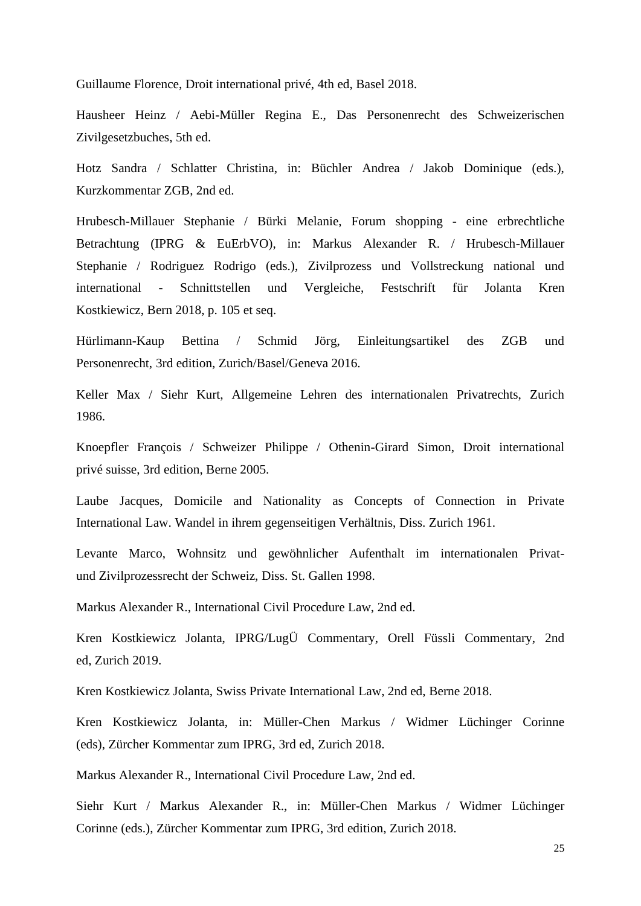Guillaume Florence, Droit international privé, 4th ed, Basel 2018.

Hausheer Heinz / Aebi-Müller Regina E., Das Personenrecht des Schweizerischen Zivilgesetzbuches, 5th ed.

Hotz Sandra / Schlatter Christina, in: Büchler Andrea / Jakob Dominique (eds.), Kurzkommentar ZGB, 2nd ed.

Hrubesch-Millauer Stephanie / Bürki Melanie, Forum shopping - eine erbrechtliche Betrachtung (IPRG & EuErbVO), in: Markus Alexander R. / Hrubesch-Millauer Stephanie / Rodriguez Rodrigo (eds.), Zivilprozess und Vollstreckung national und international - Schnittstellen und Vergleiche, Festschrift für Jolanta Kren Kostkiewicz, Bern 2018, p. 105 et seq.

Hürlimann-Kaup Bettina / Schmid Jörg, Einleitungsartikel des ZGB und Personenrecht, 3rd edition, Zurich/Basel/Geneva 2016.

Keller Max / Siehr Kurt, Allgemeine Lehren des internationalen Privatrechts, Zurich 1986.

Knoepfler François / Schweizer Philippe / Othenin-Girard Simon, Droit international privé suisse, 3rd edition, Berne 2005.

Laube Jacques, Domicile and Nationality as Concepts of Connection in Private International Law. Wandel in ihrem gegenseitigen Verhältnis, Diss. Zurich 1961.

Levante Marco, Wohnsitz und gewöhnlicher Aufenthalt im internationalen Privat- und Zivilprozessrecht der Schweiz, Diss. St. Gallen 1998.

Markus Alexander R., International Civil Procedure Law, 2nd ed.

Kren Kostkiewicz Jolanta, IPRG/LugÜ Commentary, Orell Füssli Commentary, 2nd ed, Zurich 2019.

Kren Kostkiewicz Jolanta, Swiss Private International Law, 2nd ed, Berne 2018.

Kren Kostkiewicz Jolanta, in: Müller-Chen Markus / Widmer Lüchinger Corinne (eds), Zürcher Kommentar zum IPRG, 3rd ed, Zurich 2018.

Markus Alexander R., International Civil Procedure Law, 2nd ed.

Siehr Kurt / Markus Alexander R., in: Müller-Chen Markus / Widmer Lüchinger Corinne (eds.), Zürcher Kommentar zum IPRG, 3rd edition, Zurich 2018.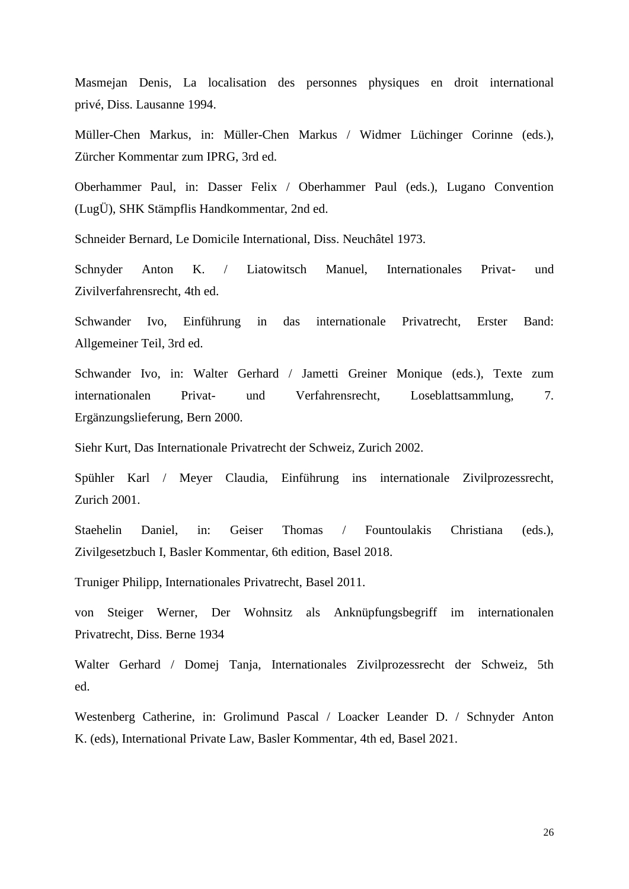Masmejan Denis, La localisation des personnes physiques en droit international privé, Diss. Lausanne 1994.

Müller-Chen Markus, in: Müller-Chen Markus / Widmer Lüchinger Corinne (eds.), Zürcher Kommentar zum IPRG, 3rd ed.

Oberhammer Paul, in: Dasser Felix / Oberhammer Paul (eds.), Lugano Convention (LugÜ), SHK Stämpflis Handkommentar, 2nd ed.

Schneider Bernard, Le Domicile International, Diss. Neuchâtel 1973.

Schnyder Anton K. / Liatowitsch Manuel, Internationales Privat- und Zivilverfahrensrecht, 4th ed.

Schwander Ivo, Einführung in das internationale Privatrecht, Erster Band: Allgemeiner Teil, 3rd ed.

Schwander Ivo, in: Walter Gerhard / Jametti Greiner Monique (eds.), Texte zum internationalen Privat- und Verfahrensrecht, Loseblattsammlung, 7. Ergänzungslieferung, Bern 2000.

Siehr Kurt, Das Internationale Privatrecht der Schweiz, Zurich 2002.

Spühler Karl / Meyer Claudia, Einführung ins internationale Zivilprozessrecht, Zurich 2001.

Staehelin Daniel, in: Geiser Thomas / Fountoulakis Christiana (eds.), Zivilgesetzbuch I, Basler Kommentar, 6th edition, Basel 2018.

Truniger Philipp, Internationales Privatrecht, Basel 2011.

von Steiger Werner, Der Wohnsitz als Anknüpfungsbegriff im internationalen Privatrecht, Diss. Berne 1934

Walter Gerhard / Domej Tanja, Internationales Zivilprozessrecht der Schweiz, 5th ed.

Westenberg Catherine, in: Grolimund Pascal / Loacker Leander D. / Schnyder Anton K. (eds), International Private Law, Basler Kommentar, 4th ed, Basel 2021.